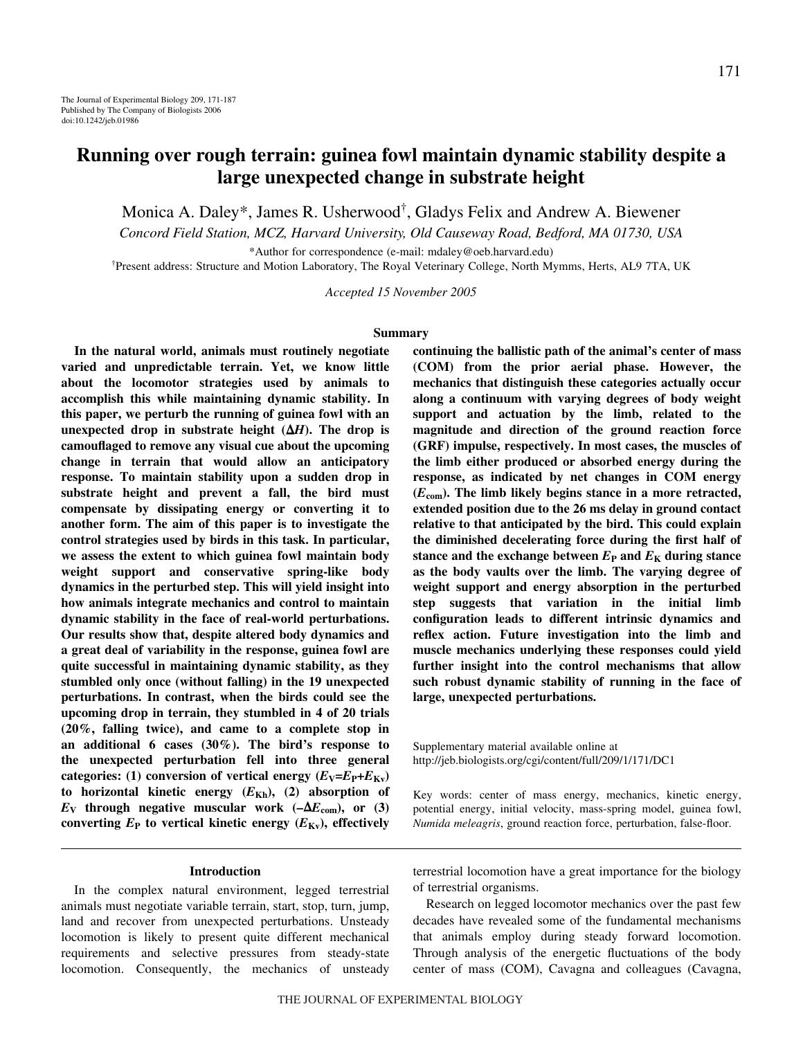# Running over rough terrain: guinea fowl maintain dynamic stability despite a large unexpected change in substrate height

Monica A. Daley*, James R. Usherwood†, Gladys Felix and Andrew A. Biewener

*Concord Field Station, MCZ, Harvard University, Old Causeway Road, Bedford, MA 01730, USA*

*Author for correspondence (e-mail: mdaley@oeb.harvard.edu)

†Present address: Structure and Motion Laboratory, The Royal Veterinary College, North Mymms, Herts, AL9 7TA, UK

*Accepted 15 November 2005*

## Summary

**In the natural world, animals must routinely negotiate varied and unpredictable terrain. Yet, we know little about the locomotor strategies used by animals to accomplish this while maintaining dynamic stability. In this paper, we perturb the running of guinea fowl with an unexpected drop in substrate height ($\Delta H$). The drop is camouflaged to remove any visual cue about the upcoming change in terrain that would allow an anticipatory response. To maintain stability upon a sudden drop in substrate height and prevent a fall, the bird must compensate by dissipating energy or converting it to another form. The aim of this paper is to investigate the control strategies used by birds in this task. In particular, we assess the extent to which guinea fowl maintain body weight support and conservative spring-like body dynamics in the perturbed step. This will yield insight into how animals integrate mechanics and control to maintain dynamic stability in the face of real-world perturbations. Our results show that, despite altered body dynamics and a great deal of variability in the response, guinea fowl are quite successful in maintaining dynamic stability, as they stumbled only once (without falling) in the 19 unexpected perturbations. In contrast, when the birds could see the upcoming drop in terrain, they stumbled in 4 of 20 trials (20%, falling twice), and came to a complete stop in an additional 6 cases (30%). The bird's response to the unexpected perturbation fell into three general categories: (1) conversion of vertical energy ($E_V=E_P+E_{Kv}$) to horizontal kinetic energy ($E_{Kh}$), (2) absorption of $E_V$ through negative muscular work ($-\Delta E_{com}$), or (3) converting $E_P$ to vertical kinetic energy ($E_{Kv}$), effectively continuing the ballistic path of the animal's center of mass (COM) from the prior aerial phase. However, the mechanics that distinguish these categories actually occur along a continuum with varying degrees of body weight support and actuation by the limb, related to the magnitude and direction of the ground reaction force (GRF) impulse, respectively. In most cases, the muscles of the limb either produced or absorbed energy during the response, as indicated by net changes in COM energy ($E_{com}$). The limb likely begins stance in a more retracted, extended position due to the 26 ms delay in ground contact relative to that anticipated by the bird. This could explain the diminished decelerating force during the first half of stance and the exchange between $E_P$ and $E_K$ during stance as the body vaults over the limb. The varying degree of weight support and energy absorption in the perturbed step suggests that variation in the initial limb configuration leads to different intrinsic dynamics and reflex action. Future investigation into the limb and muscle mechanics underlying these responses could yield further insight into the control mechanisms that allow such robust dynamic stability of running in the face of large, unexpected perturbations.**

Supplementary material available online at http://jeb.biologists.org/cgi/content/full/209/1/171/DC1

Key words: center of mass energy, mechanics, kinetic energy, potential energy, initial velocity, mass-spring model, guinea fowl, *Numida meleagris*, ground reaction force, perturbation, false-floor.

## Introduction

In the complex natural environment, legged terrestrial animals must negotiate variable terrain, start, stop, turn, jump, land and recover from unexpected perturbations. Unsteady locomotion is likely to present quite different mechanical requirements and selective pressures from steady-state locomotion. Consequently, the mechanics of unsteady terrestrial locomotion have a great importance for the biology of terrestrial organisms.

Research on legged locomotor mechanics over the past few decades have revealed some of the fundamental mechanisms that animals employ during steady forward locomotion. Through analysis of the energetic fluctuations of the body center of mass (COM), Cavagna and colleagues (Cavagna,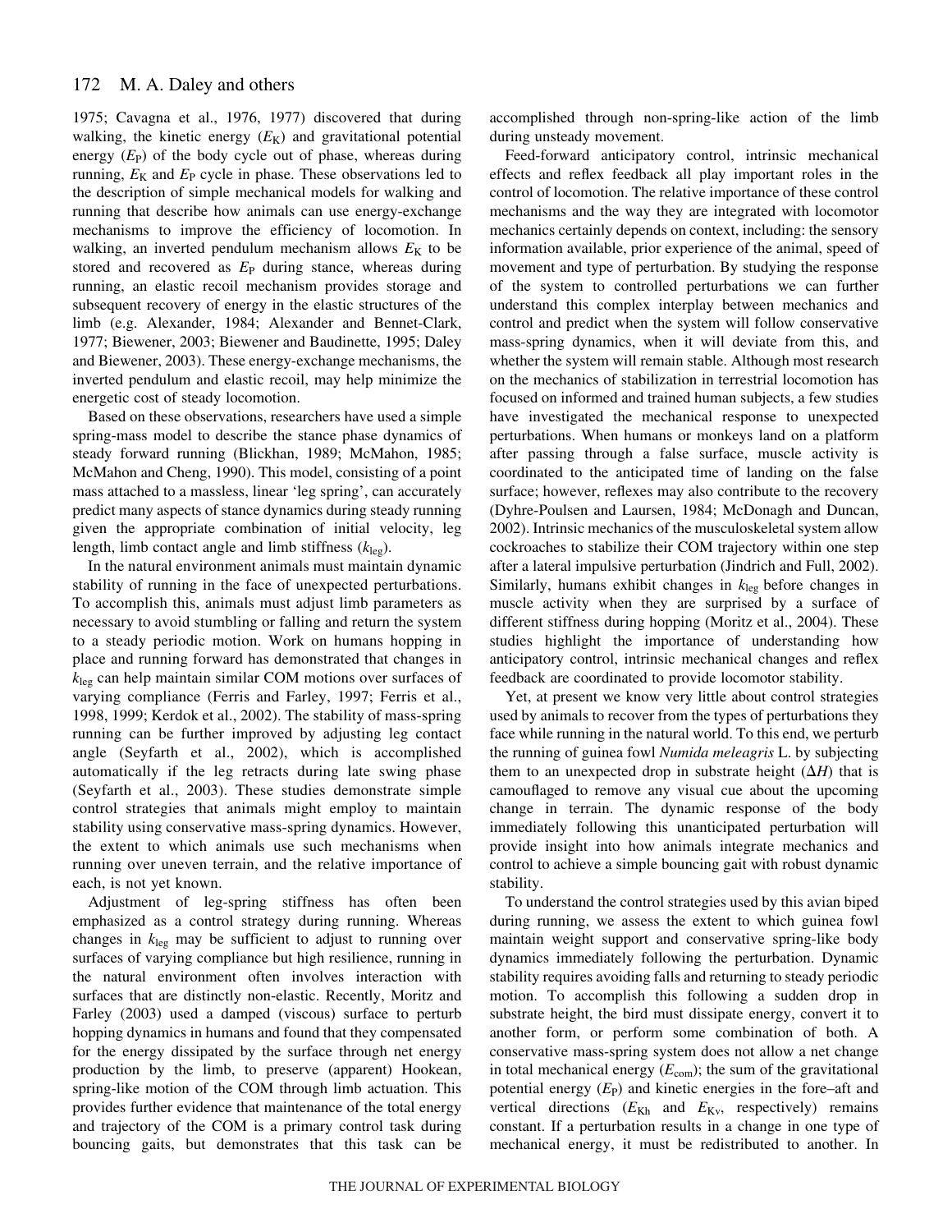1975; Cavagna et al., 1976, 1977) discovered that during walking, the kinetic energy ($E_K$) and gravitational potential energy ($E_P$) of the body cycle out of phase, whereas during running, $E_K$ and $E_P$ cycle in phase. These observations led to the description of simple mechanical models for walking and running that describe how animals can use energy-exchange mechanisms to improve the efficiency of locomotion. In walking, an inverted pendulum mechanism allows $E_K$ to be stored and recovered as $E_P$ during stance, whereas during running, an elastic recoil mechanism provides storage and subsequent recovery of energy in the elastic structures of the limb (e.g. Alexander, 1984; Alexander and Bennet-Clark, 1977; Biewener, 2003; Biewener and Baudinette, 1995; Daley and Biewener, 2003). These energy-exchange mechanisms, the inverted pendulum and elastic recoil, may help minimize the energetic cost of steady locomotion.

Based on these observations, researchers have used a simple spring-mass model to describe the stance phase dynamics of steady forward running (Blickhan, 1989; McMahon, 1985; McMahon and Cheng, 1990). This model, consisting of a point mass attached to a massless, linear 'leg spring', can accurately predict many aspects of stance dynamics during steady running given the appropriate combination of initial velocity, leg length, limb contact angle and limb stiffness ($k_{leg}$).

In the natural environment animals must maintain dynamic stability of running in the face of unexpected perturbations. To accomplish this, animals must adjust limb parameters as necessary to avoid stumbling or falling and return the system to a steady periodic motion. Work on humans hopping in place and running forward has demonstrated that changes in $k_{leg}$ can help maintain similar COM motions over surfaces of varying compliance (Ferris and Farley, 1997; Ferris et al., 1998, 1999; Kerdok et al., 2002). The stability of mass-spring running can be further improved by adjusting leg contact angle (Seyfarth et al., 2002), which is accomplished automatically if the leg retracts during late swing phase (Seyfarth et al., 2003). These studies demonstrate simple control strategies that animals might employ to maintain stability using conservative mass-spring dynamics. However, the extent to which animals use such mechanisms when running over uneven terrain, and the relative importance of each, is not yet known.

Adjustment of leg-spring stiffness has often been emphasized as a control strategy during running. Whereas changes in $k_{leg}$ may be sufficient to adjust to running over surfaces of varying compliance but high resilience, running in the natural environment often involves interaction with surfaces that are distinctly non-elastic. Recently, Moritz and Farley (2003) used a damped (viscous) surface to perturb hopping dynamics in humans and found that they compensated for the energy dissipated by the surface through net energy production by the limb, to preserve (apparent) Hookean, spring-like motion of the COM through limb actuation. This provides further evidence that maintenance of the total energy and trajectory of the COM is a primary control task during bouncing gaits, but demonstrates that this task can be accomplished through non-spring-like action of the limb during unsteady movement.

Feed-forward anticipatory control, intrinsic mechanical effects and reflex feedback all play important roles in the control of locomotion. The relative importance of these control mechanisms and the way they are integrated with locomotor mechanics certainly depends on context, including: the sensory information available, prior experience of the animal, speed of movement and type of perturbation. By studying the response of the system to controlled perturbations we can further understand this complex interplay between mechanics and control and predict when the system will follow conservative mass-spring dynamics, when it will deviate from this, and whether the system will remain stable. Although most research on the mechanics of stabilization in terrestrial locomotion has focused on informed and trained human subjects, a few studies have investigated the mechanical response to unexpected perturbations. When humans or monkeys land on a platform after passing through a false surface, muscle activity is coordinated to the anticipated time of landing on the false surface; however, reflexes may also contribute to the recovery (Dyhre-Poulsen and Laursen, 1984; McDonagh and Duncan, 2002). Intrinsic mechanics of the musculoskeletal system allow cockroaches to stabilize their COM trajectory within one step after a lateral impulsive perturbation (Jindrich and Full, 2002). Similarly, humans exhibit changes in $k_{leg}$ before changes in muscle activity when they are surprised by a surface of different stiffness during hopping (Moritz et al., 2004). These studies highlight the importance of understanding how anticipatory control, intrinsic mechanical changes and reflex feedback are coordinated to provide locomotor stability.

Yet, at present we know very little about control strategies used by animals to recover from the types of perturbations they face while running in the natural world. To this end, we perturb the running of guinea fowl *Numida meleagris* L. by subjecting them to an unexpected drop in substrate height ($\Delta H$) that is camouflaged to remove any visual cue about the upcoming change in terrain. The dynamic response of the body immediately following this unanticipated perturbation will provide insight into how animals integrate mechanics and control to achieve a simple bouncing gait with robust dynamic stability.

To understand the control strategies used by this avian biped during running, we assess the extent to which guinea fowl maintain weight support and conservative spring-like body dynamics immediately following the perturbation. Dynamic stability requires avoiding falls and returning to steady periodic motion. To accomplish this following a sudden drop in substrate height, the bird must dissipate energy, convert it to another form, or perform some combination of both. A conservative mass-spring system does not allow a net change in total mechanical energy ($E_{com}$); the sum of the gravitational potential energy ($E_P$) and kinetic energies in the fore–aft and vertical directions ($E_{Kh}$ and $E_{Kv}$, respectively) remains constant. If a perturbation results in a change in one type of mechanical energy, it must be redistributed to another. In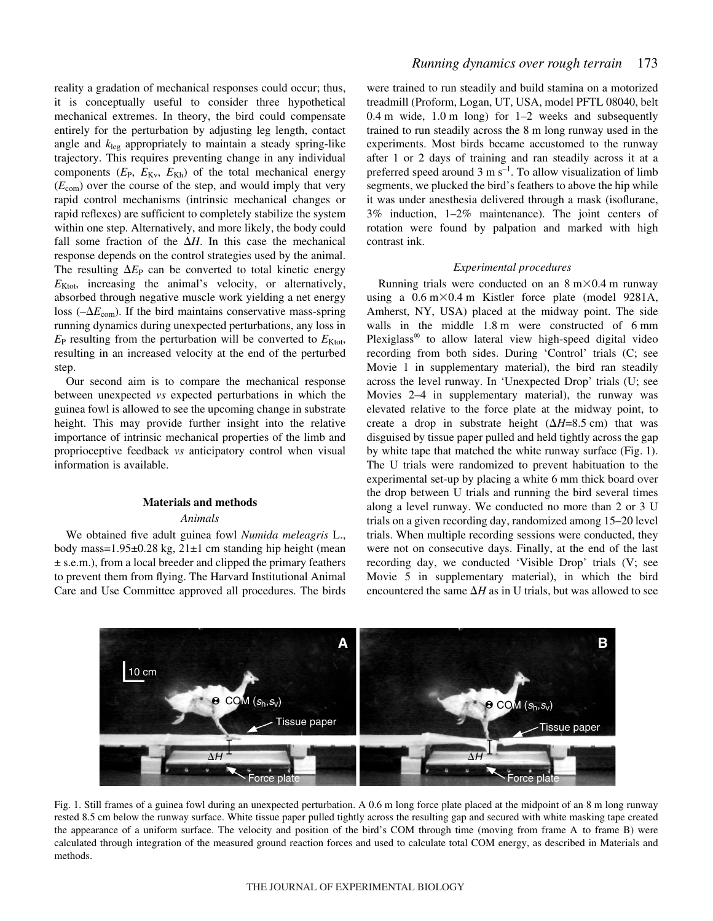reality a gradation of mechanical responses could occur; thus, it is conceptually useful to consider three hypothetical mechanical extremes. In theory, the bird could compensate entirely for the perturbation by adjusting leg length, contact angle and $k_{leg}$ appropriately to maintain a steady spring-like trajectory. This requires preventing change in any individual components ($E_P$, $E_{Kv}$, $E_{Kh}$) of the total mechanical energy ($E_{com}$) over the course of the step, and would imply that very rapid control mechanisms (intrinsic mechanical changes or rapid reflexes) are sufficient to completely stabilize the system within one step. Alternatively, and more likely, the body could fall some fraction of the $\Delta H$. In this case the mechanical response depends on the control strategies used by the animal. The resulting $\Delta E_P$ can be converted to total kinetic energy $E_{Ktot}$, increasing the animal's velocity, or alternatively, absorbed through negative muscle work yielding a net energy loss ($-\Delta E_{com}$). If the bird maintains conservative mass-spring running dynamics during unexpected perturbations, any loss in $E_P$ resulting from the perturbation will be converted to $E_{Ktot}$, resulting in an increased velocity at the end of the perturbed step.

Our second aim is to compare the mechanical response between unexpected *vs* expected perturbations in which the guinea fowl is allowed to see the upcoming change in substrate height. This may provide further insight into the relative importance of intrinsic mechanical properties of the limb and proprioceptive feedback *vs* anticipatory control when visual information is available.

## Materials and methods

### Animals

We obtained five adult guinea fowl *Numida meleagris* L., body mass=1.95±0.28 kg, 21±1 cm standing hip height (mean ± s.e.m.), from a local breeder and clipped the primary feathers to prevent them from flying. The Harvard Institutional Animal Care and Use Committee approved all procedures. The birds were trained to run steadily and build stamina on a motorized treadmill (Proform, Logan, UT, USA, model PFTL 08040, belt 0.4 m wide, 1.0 m long) for 1–2 weeks and subsequently trained to run steadily across the 8 m long runway used in the experiments. Most birds became accustomed to the runway after 1 or 2 days of training and ran steadily across it at a preferred speed around 3 m s$^{-1}$. To allow visualization of limb segments, we plucked the bird's feathers to above the hip while it was under anesthesia delivered through a mask (isoflurane, 3% induction, 1–2% maintenance). The joint centers of rotation were found by palpation and marked with high contrast ink.

### Experimental procedures

Running trials were conducted on an 8 m×0.4 m runway using a 0.6 m×0.4 m Kistler force plate (model 9281A, Amherst, NY, USA) placed at the midway point. The side walls in the middle 1.8 m were constructed of 6 mm Plexiglass® to allow lateral view high-speed digital video recording from both sides. During 'Control' trials (C; see Movie 1 in supplementary material), the bird ran steadily across the level runway. In 'Unexpected Drop' trials (U; see Movies 2–4 in supplementary material), the runway was elevated relative to the force plate at the midway point, to create a drop in substrate height ($\Delta H$=8.5 cm) that was disguised by tissue paper pulled and held tightly across the gap by white tape that matched the white runway surface (Fig. 1). The U trials were randomized to prevent habituation to the experimental set-up by placing a white 6 mm thick board over the drop between U trials and running the bird several times along a level runway. We conducted no more than 2 or 3 U trials on a given recording day, randomized among 15–20 level trials. When multiple recording sessions were conducted, they were not on consecutive days. Finally, at the end of the last recording day, we conducted 'Visible Drop' trials (V; see Movie 5 in supplementary material), in which the bird encountered the same $\Delta H$ as in U trials, but was allowed to see

Fig. 1. Still frames of a guinea fowl during an unexpected perturbation. A 0.6 m long force plate placed at the midpoint of an 8 m long runway rested 8.5 cm below the runway surface. White tissue paper pulled tightly across the resulting gap and secured with white masking tape created the appearance of a uniform surface. The velocity and position of the bird's COM through time (moving from frame A to frame B) were calculated through integration of the measured ground reaction forces and used to calculate total COM energy, as described in Materials and methods.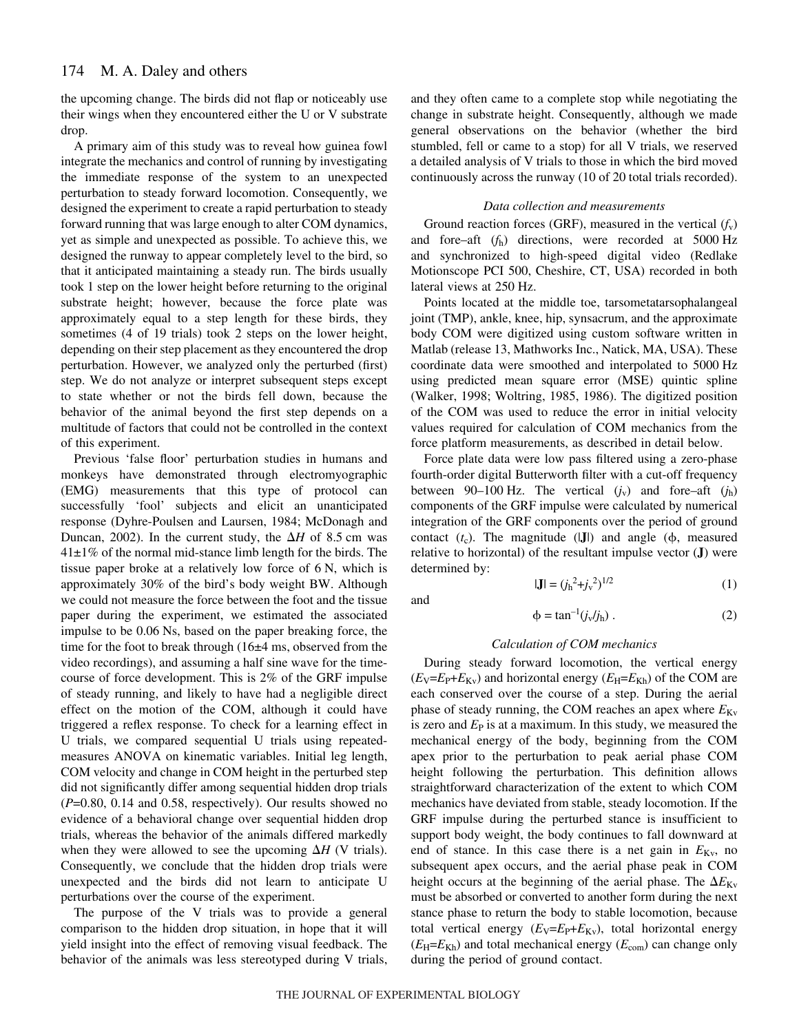the upcoming change. The birds did not flap or noticeably use their wings when they encountered either the U or V substrate drop.

A primary aim of this study was to reveal how guinea fowl integrate the mechanics and control of running by investigating the immediate response of the system to an unexpected perturbation to steady forward locomotion. Consequently, we designed the experiment to create a rapid perturbation to steady forward running that was large enough to alter COM dynamics, yet as simple and unexpected as possible. To achieve this, we designed the runway to appear completely level to the bird, so that it anticipated maintaining a steady run. The birds usually took 1 step on the lower height before returning to the original substrate height; however, because the force plate was approximately equal to a step length for these birds, they sometimes (4 of 19 trials) took 2 steps on the lower height, depending on their step placement as they encountered the drop perturbation. However, we analyzed only the perturbed (first) step. We do not analyze or interpret subsequent steps except to state whether or not the birds fell down, because the behavior of the animal beyond the first step depends on a multitude of factors that could not be controlled in the context of this experiment.

Previous 'false floor' perturbation studies in humans and monkeys have demonstrated through electromyographic (EMG) measurements that this type of protocol can successfully 'fool' subjects and elicit an unanticipated response (Dyhre-Poulsen and Laursen, 1984; McDonagh and Duncan, 2002). In the current study, the $\Delta H$ of 8.5 cm was 41±1% of the normal mid-stance limb length for the birds. The tissue paper broke at a relatively low force of 6 N, which is approximately 30% of the bird's body weight BW. Although we could not measure the force between the foot and the tissue paper during the experiment, we estimated the associated impulse to be 0.06 Ns, based on the paper breaking force, the time for the foot to break through (16±4 ms, observed from the video recordings), and assuming a half sine wave for the time-course of force development. This is 2% of the GRF impulse of steady running, and likely to have had a negligible direct effect on the motion of the COM, although it could have triggered a reflex response. To check for a learning effect in U trials, we compared sequential U trials using repeated-measures ANOVA on kinematic variables. Initial leg length, COM velocity and change in COM height in the perturbed step did not significantly differ among sequential hidden drop trials ($P$=0.80, 0.14 and 0.58, respectively). Our results showed no evidence of a behavioral change over sequential hidden drop trials, whereas the behavior of the animals differed markedly when they were allowed to see the upcoming $\Delta H$ (V trials). Consequently, we conclude that the hidden drop trials were unexpected and the birds did not learn to anticipate U perturbations over the course of the experiment.

The purpose of the V trials was to provide a general comparison to the hidden drop situation, in hope that it will yield insight into the effect of removing visual feedback. The behavior of the animals was less stereotyped during V trials, and they often came to a complete stop while negotiating the change in substrate height. Consequently, although we made general observations on the behavior (whether the bird stumbled, fell or came to a stop) for all V trials, we reserved a detailed analysis of V trials to those in which the bird moved continuously across the runway (10 of 20 total trials recorded).

### *Data collection and measurements*

Ground reaction forces (GRF), measured in the vertical ($f_v$) and fore–aft ($f_h$) directions, were recorded at 5000 Hz and synchronized to high-speed digital video (Redlake Motionscope PCI 500, Cheshire, CT, USA) recorded in both lateral views at 250 Hz.

Points located at the middle toe, tarsometatarsophalangeal joint (TMP), ankle, knee, hip, synsacrum, and the approximate body COM were digitized using custom software written in Matlab (release 13, Mathworks Inc., Natick, MA, USA). These coordinate data were smoothed and interpolated to 5000 Hz using predicted mean square error (MSE) quintic spline (Walker, 1998; Woltring, 1985, 1986). The digitized position of the COM was used to reduce the error in initial velocity values required for calculation of COM mechanics from the force platform measurements, as described in detail below.

Force plate data were low pass filtered using a zero-phase fourth-order digital Butterworth filter with a cut-off frequency between 90–100 Hz. The vertical ($j_v$) and fore–aft ($j_h$) components of the GRF impulse were calculated by numerical integration of the GRF components over the period of ground contact ($t_c$). The magnitude ($|\mathbf{J}|$) and angle ($\phi$, measured relative to horizontal) of the resultant impulse vector ($\mathbf{J}$) were determined by:

$$|\mathbf{J}| = (j_h^2 + j_v^2)^{1/2} \tag{1}$$

and

$$\phi = \tan^{-1}(j_v/j_h)\,. \tag{2}$$

### *Calculation of COM mechanics*

During steady forward locomotion, the vertical energy ($E_V$=$E_P$+$E_{Kv}$) and horizontal energy ($E_H$=$E_{Kh}$) of the COM are each conserved over the course of a step. During the aerial phase of steady running, the COM reaches an apex where $E_{Kv}$ is zero and $E_P$ is at a maximum. In this study, we measured the mechanical energy of the body, beginning from the COM apex prior to the perturbation to peak aerial phase COM height following the perturbation. This definition allows straightforward characterization of the extent to which COM mechanics have deviated from stable, steady locomotion. If the GRF impulse during the perturbed stance is insufficient to support body weight, the body continues to fall downward at end of stance. In this case there is a net gain in $E_{Kv}$, no subsequent apex occurs, and the aerial phase peak in COM height occurs at the beginning of the aerial phase. The $\Delta E_{Kv}$ must be absorbed or converted to another form during the next stance phase to return the body to stable locomotion, because total vertical energy ($E_V$=$E_P$+$E_{Kv}$), total horizontal energy ($E_H$=$E_{Kh}$) and total mechanical energy ($E_{com}$) can change only during the period of ground contact.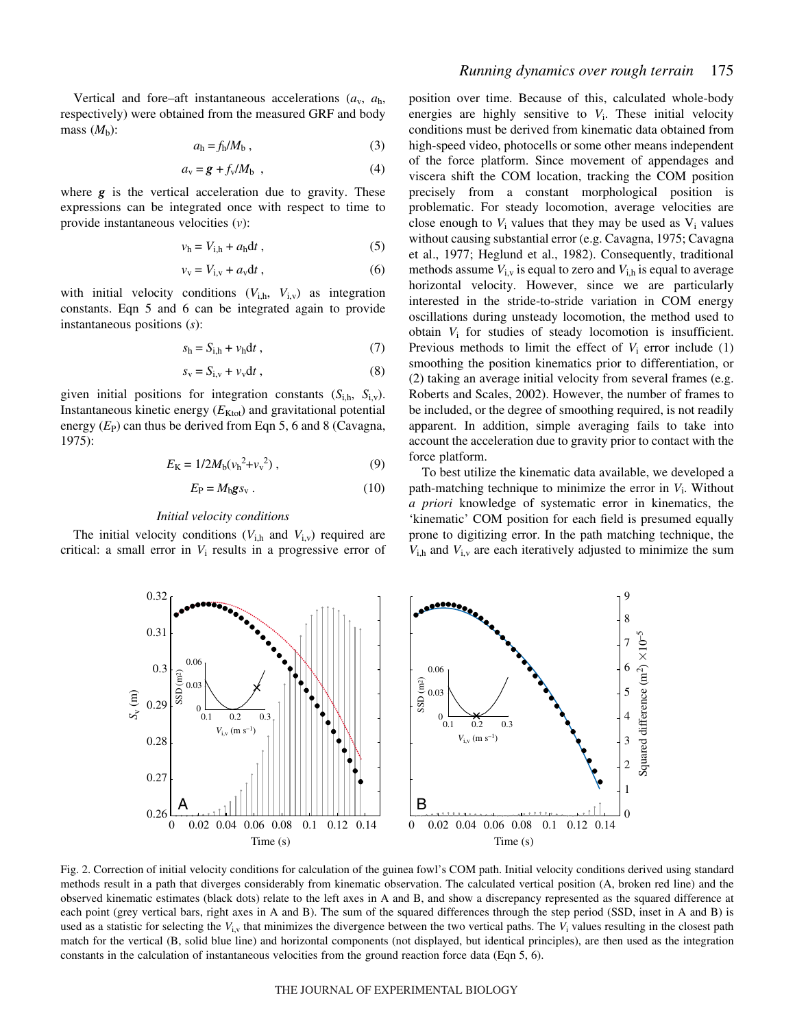Vertical and fore–aft instantaneous accelerations ($a_v$, $a_h$, respectively) were obtained from the measured GRF and body mass ($M_b$):

$$a_h = f_h/M_b \,, \quad (3)$$

$$a_v = \boldsymbol{g} + f_v/M_b \,, \quad (4)$$

where $\boldsymbol{g}$ is the vertical acceleration due to gravity. These expressions can be integrated once with respect to time to provide instantaneous velocities ($v$):

$$v_h = V_{i,h} + a_h dt \,, \quad (5)$$

$$v_v = V_{i,v} + a_v dt \,, \quad (6)$$

with initial velocity conditions ($V_{i,h}$, $V_{i,v}$) as integration constants. Eqn 5 and 6 can be integrated again to provide instantaneous positions ($s$):

$$s_h = S_{i,h} + v_h dt \,, \quad (7)$$

$$s_v = S_{i,v} + v_v dt \,, \quad (8)$$

given initial positions for integration constants ($S_{i,h}$, $S_{i,v}$). Instantaneous kinetic energy ($E_{Ktot}$) and gravitational potential energy ($E_P$) can thus be derived from Eqn 5, 6 and 8 (Cavagna, 1975):

$$E_K = 1/2M_b(v_h^2+v_v^2) \,, \quad (9)$$

$$E_P = M_b \boldsymbol{g} s_v \,. \quad (10)$$

### *Initial velocity conditions*

The initial velocity conditions ($V_{i,h}$ and $V_{i,v}$) required are critical: a small error in $V_i$ results in a progressive error of position over time. Because of this, calculated whole-body energies are highly sensitive to $V_i$. These initial velocity conditions must be derived from kinematic data obtained from high-speed video, photocells or some other means independent of the force platform. Since movement of appendages and viscera shift the COM location, tracking the COM position precisely from a constant morphological position is problematic. For steady locomotion, average velocities are close enough to $V_i$ values that they may be used as $V_i$ values without causing substantial error (e.g. Cavagna, 1975; Cavagna et al., 1977; Heglund et al., 1982). Consequently, traditional methods assume $V_{i,v}$ is equal to zero and $V_{i,h}$ is equal to average horizontal velocity. However, since we are particularly interested in the stride-to-stride variation in COM energy oscillations during unsteady locomotion, the method used to obtain $V_i$ for studies of steady locomotion is insufficient. Previous methods to limit the effect of $V_i$ error include (1) smoothing the position kinematics prior to differentiation, or (2) taking an average initial velocity from several frames (e.g. Roberts and Scales, 2002). However, the number of frames to be included, or the degree of smoothing required, is not readily apparent. In addition, simple averaging fails to take into account the acceleration due to gravity prior to contact with the force platform.

To best utilize the kinematic data available, we developed a path-matching technique to minimize the error in $V_i$. Without *a priori* knowledge of systematic error in kinematics, the 'kinematic' COM position for each field is presumed equally prone to digitizing error. In the path matching technique, the $V_{i,h}$ and $V_{i,v}$ are each iteratively adjusted to minimize the sum

Fig. 2. Correction of initial velocity conditions for calculation of the guinea fowl's COM path. Initial velocity conditions derived using standard methods result in a path that diverges considerably from kinematic observation. The calculated vertical position (A, broken red line) and the observed kinematic estimates (black dots) relate to the left axes in A and B, and show a discrepancy represented as the squared difference at each point (grey vertical bars, right axes in A and B). The sum of the squared differences through the step period (SSD, inset in A and B) is used as a statistic for selecting the $V_{i,v}$ that minimizes the divergence between the two vertical paths. The $V_i$ values resulting in the closest path match for the vertical (B, solid blue line) and horizontal components (not displayed, but identical principles), are then used as the integration constants in the calculation of instantaneous velocities from the ground reaction force data (Eqn 5, 6).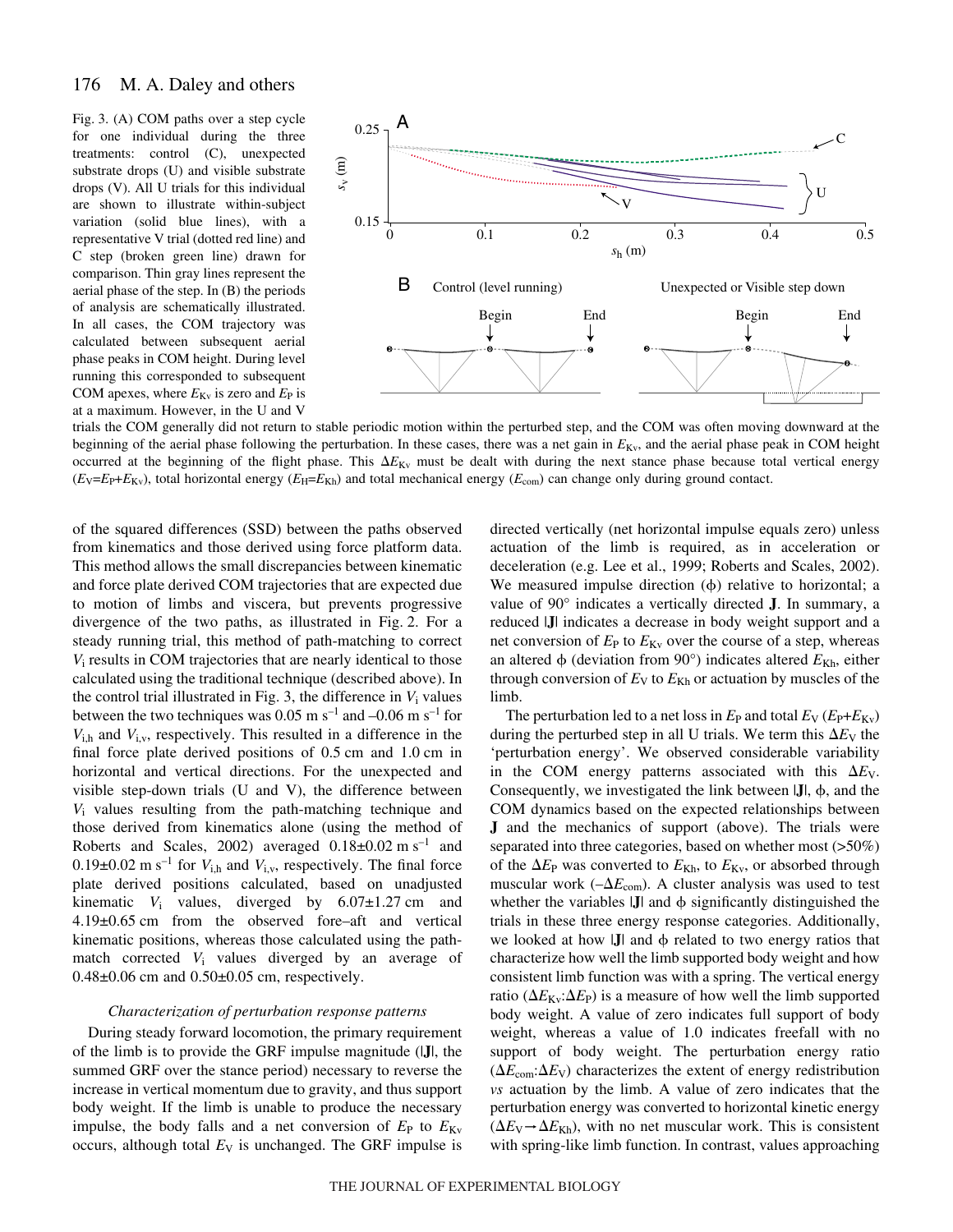Fig. 3. (A) COM paths over a step cycle for one individual during the three treatments: control (C), unexpected substrate drops (U) and visible substrate drops (V). All U trials for this individual are shown to illustrate within-subject variation (solid blue lines), with a representative V trial (dotted red line) and C step (broken green line) drawn for comparison. Thin gray lines represent the aerial phase of the step. In (B) the periods of analysis are schematically illustrated. In all cases, the COM trajectory was calculated between subsequent aerial phase peaks in COM height. During level running this corresponded to subsequent COM apexes, where $E_{Kv}$ is zero and $E_P$ is at a maximum. However, in the U and V trials the COM generally did not return to stable periodic motion within the perturbed step, and the COM was often moving downward at the beginning of the aerial phase following the perturbation. In these cases, there was a net gain in $E_{Kv}$, and the aerial phase peak in COM height occurred at the beginning of the flight phase. This $\Delta E_{Kv}$ must be dealt with during the next stance phase because total vertical energy ($E_V$=$E_P$+$E_{Kv}$), total horizontal energy ($E_H$=$E_{Kh}$) and total mechanical energy ($E_{com}$) can change only during ground contact.

of the squared differences (SSD) between the paths observed from kinematics and those derived using force platform data. This method allows the small discrepancies between kinematic and force plate derived COM trajectories that are expected due to motion of limbs and viscera, but prevents progressive divergence of the two paths, as illustrated in Fig. 2. For a steady running trial, this method of path-matching to correct $V_i$ results in COM trajectories that are nearly identical to those calculated using the traditional technique (described above). In the control trial illustrated in Fig. 3, the difference in $V_i$ values between the two techniques was 0.05 m s$^{-1}$ and –0.06 m s$^{-1}$ for $V_{i,h}$ and $V_{i,v}$, respectively. This resulted in a difference in the final force plate derived positions of 0.5 cm and 1.0 cm in horizontal and vertical directions. For the unexpected and visible step-down trials (U and V), the difference between $V_i$ values resulting from the path-matching technique and those derived from kinematics alone (using the method of Roberts and Scales, 2002) averaged 0.18±0.02 m s$^{-1}$ and 0.19±0.02 m s$^{-1}$ for $V_{i,h}$ and $V_{i,v}$, respectively. The final force plate derived positions calculated, based on unadjusted kinematic $V_i$ values, diverged by 6.07±1.27 cm and 4.19±0.65 cm from the observed fore–aft and vertical kinematic positions, whereas those calculated using the path-match corrected $V_i$ values diverged by an average of 0.48±0.06 cm and 0.50±0.05 cm, respectively.

### *Characterization of perturbation response patterns*

During steady forward locomotion, the primary requirement of the limb is to provide the GRF impulse magnitude (|**J**|, the summed GRF over the stance period) necessary to reverse the increase in vertical momentum due to gravity, and thus support body weight. If the limb is unable to produce the necessary impulse, the body falls and a net conversion of $E_P$ to $E_{Kv}$ occurs, although total $E_V$ is unchanged. The GRF impulse is directed vertically (net horizontal impulse equals zero) unless actuation of the limb is required, as in acceleration or deceleration (e.g. Lee et al., 1999; Roberts and Scales, 2002). We measured impulse direction ($\phi$) relative to horizontal; a value of 90° indicates a vertically directed **J**. In summary, a reduced |**J**| indicates a decrease in body weight support and a net conversion of $E_P$ to $E_{Kv}$ over the course of a step, whereas an altered $\phi$ (deviation from 90°) indicates altered $E_{Kh}$, either through conversion of $E_V$ to $E_{Kh}$ or actuation by muscles of the limb.

The perturbation led to a net loss in $E_P$ and total $E_V$ ($E_P$+$E_{Kv}$) during the perturbed step in all U trials. We term this $\Delta E_V$ the 'perturbation energy'. We observed considerable variability in the COM energy patterns associated with this $\Delta E_V$. Consequently, we investigated the link between |**J**|, $\phi$, and the COM dynamics based on the expected relationships between **J** and the mechanics of support (above). The trials were separated into three categories, based on whether most (>50%) of the $\Delta E_P$ was converted to $E_{Kh}$, to $E_{Kv}$, or absorbed through muscular work (–$\Delta E_{com}$). A cluster analysis was used to test whether the variables |**J**| and $\phi$ significantly distinguished the trials in these three energy response categories. Additionally, we looked at how |**J**| and $\phi$ related to two energy ratios that characterize how well the limb supported body weight and how consistent limb function was with a spring. The vertical energy ratio ($\Delta E_{Kv}$:$\Delta E_P$) is a measure of how well the limb supported body weight. A value of zero indicates full support of body weight, whereas a value of 1.0 indicates freefall with no support of body weight. The perturbation energy ratio ($\Delta E_{com}$:$\Delta E_V$) characterizes the extent of energy redistribution *vs* actuation by the limb. A value of zero indicates that the perturbation energy was converted to horizontal kinetic energy ($\Delta E_V \rightarrow \Delta E_{Kh}$), with no net muscular work. This is consistent with spring-like limb function. In contrast, values approaching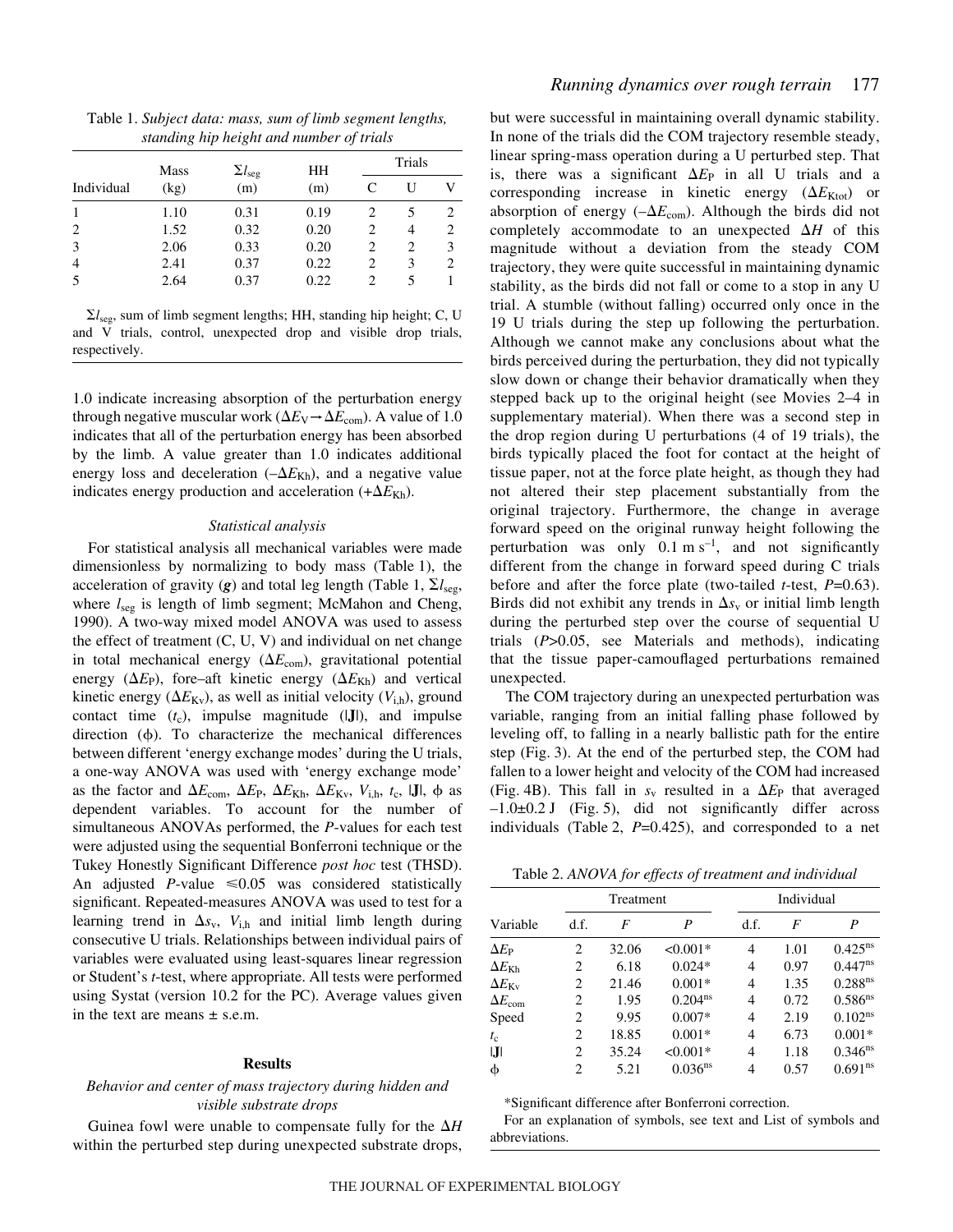Table 1. *Subject data: mass, sum of limb segment lengths, standing hip height and number of trials*

| Individual | Mass (kg) | $\Sigma l_{seg}$ (m) | HH (m) | Trials C | Trials U | Trials V |
|---|---|---|---|---|---|---|
| 1 | 1.10 | 0.31 | 0.19 | 2 | 5 | 2 |
| 2 | 1.52 | 0.32 | 0.20 | 2 | 4 | 2 |
| 3 | 2.06 | 0.33 | 0.20 | 2 | 2 | 3 |
| 4 | 2.41 | 0.37 | 0.22 | 2 | 3 | 2 |
| 5 | 2.64 | 0.37 | 0.22 | 2 | 5 | 1 |

$\Sigma l_{seg}$, sum of limb segment lengths; HH, standing hip height; C, U and V trials, control, unexpected drop and visible drop trials, respectively.

1.0 indicate increasing absorption of the perturbation energy through negative muscular work ($\Delta E_V \rightarrow \Delta E_{com}$). A value of 1.0 indicates that all of the perturbation energy has been absorbed by the limb. A value greater than 1.0 indicates additional energy loss and deceleration ($-\Delta E_{Kh}$), and a negative value indicates energy production and acceleration ($+\Delta E_{Kh}$).

### *Statistical analysis*

For statistical analysis all mechanical variables were made dimensionless by normalizing to body mass (Table 1), the acceleration of gravity ($\boldsymbol{g}$) and total leg length (Table 1, $\Sigma l_{seg}$, where $l_{seg}$ is length of limb segment; McMahon and Cheng, 1990). A two-way mixed model ANOVA was used to assess the effect of treatment (C, U, V) and individual on net change in total mechanical energy ($\Delta E_{com}$), gravitational potential energy ($\Delta E_P$), fore–aft kinetic energy ($\Delta E_{Kh}$) and vertical kinetic energy ($\Delta E_{Kv}$), as well as initial velocity ($V_{i,h}$), ground contact time ($t_c$), impulse magnitude ($|\mathbf{J}|$), and impulse direction ($\phi$). To characterize the mechanical differences between different 'energy exchange modes' during the U trials, a one-way ANOVA was used with 'energy exchange mode' as the factor and $\Delta E_{com}$, $\Delta E_P$, $\Delta E_{Kh}$, $\Delta E_{Kv}$, $V_{i,h}$, $t_c$, $|\mathbf{J}|$, $\phi$ as dependent variables. To account for the number of simultaneous ANOVAs performed, the *P*-values for each test were adjusted using the sequential Bonferroni technique or the Tukey Honestly Significant Difference *post hoc* test (THSD). An adjusted *P*-value $\leq 0.05$ was considered statistically significant. Repeated-measures ANOVA was used to test for a learning trend in $\Delta s_v$, $V_{i,h}$ and initial limb length during consecutive U trials. Relationships between individual pairs of variables were evaluated using least-squares linear regression or Student's *t*-test, where appropriate. All tests were performed using Systat (version 10.2 for the PC). Average values given in the text are means ± s.e.m.

## Results

### *Behavior and center of mass trajectory during hidden and visible substrate drops*

Guinea fowl were unable to compensate fully for the $\Delta H$ within the perturbed step during unexpected substrate drops, but were successful in maintaining overall dynamic stability. In none of the trials did the COM trajectory resemble steady, linear spring-mass operation during a U perturbed step. That is, there was a significant $\Delta E_P$ in all U trials and a corresponding increase in kinetic energy ($\Delta E_{Ktot}$) or absorption of energy ($-\Delta E_{com}$). Although the birds did not completely accommodate to an unexpected $\Delta H$ of this magnitude without a deviation from the steady COM trajectory, they were quite successful in maintaining dynamic stability, as the birds did not fall or come to a stop in any U trial. A stumble (without falling) occurred only once in the 19 U trials during the step up following the perturbation. Although we cannot make any conclusions about what the birds perceived during the perturbation, they did not typically slow down or change their behavior dramatically when they stepped back up to the original height (see Movies 2–4 in supplementary material). When there was a second step in the drop region during U perturbations (4 of 19 trials), the birds typically placed the foot for contact at the height of tissue paper, not at the force plate height, as though they had not altered their step placement substantially from the original trajectory. Furthermore, the change in average forward speed on the original runway height following the perturbation was only $0.1\ \mathrm{m\,s^{-1}}$, and not significantly different from the change in forward speed during C trials before and after the force plate (two-tailed *t*-test, *P*=0.63). Birds did not exhibit any trends in $\Delta s_v$ or initial limb length during the perturbed step over the course of sequential U trials (*P*>0.05, see Materials and methods), indicating that the tissue paper-camouflaged perturbations remained unexpected.

The COM trajectory during an unexpected perturbation was variable, ranging from an initial falling phase followed by leveling off, to falling in a nearly ballistic path for the entire step (Fig. 3). At the end of the perturbed step, the COM had fallen to a lower height and velocity of the COM had increased (Fig. 4B). This fall in $s_v$ resulted in a $\Delta E_P$ that averaged $-1.0\pm0.2$ J (Fig. 5), did not significantly differ across individuals (Table 2, *P*=0.425), and corresponded to a net

Table 2. *ANOVA for effects of treatment and individual*

| Variable | Treatment d.f. | Treatment *F* | Treatment *P* | Individual d.f. | Individual *F* | Individual *P* |
|---|---|---|---|---|---|---|
| $\Delta E_P$ | 2 | 32.06 | <0.001* | 4 | 1.01 | 0.425[ns] |
| $\Delta E_{Kh}$ | 2 | 6.18 | 0.024* | 4 | 0.97 | 0.447[ns] |
| $\Delta E_{Kv}$ | 2 | 21.46 | 0.001* | 4 | 1.35 | 0.288[ns] |
| $\Delta E_{com}$ | 2 | 1.95 | 0.204[ns] | 4 | 0.72 | 0.586[ns] |
| Speed | 2 | 9.95 | 0.007* | 4 | 2.19 | 0.102[ns] |
| $t_c$ | 2 | 18.85 | 0.001* | 4 | 6.73 | 0.001* |
| $\lvert\mathbf{J}\rvert$ | 2 | 35.24 | <0.001* | 4 | 1.18 | 0.346[ns] |
| $\phi$ | 2 | 5.21 | 0.036[ns] | 4 | 0.57 | 0.691[ns] |

*Significant difference after Bonferroni correction.

For an explanation of symbols, see text and List of symbols and abbreviations.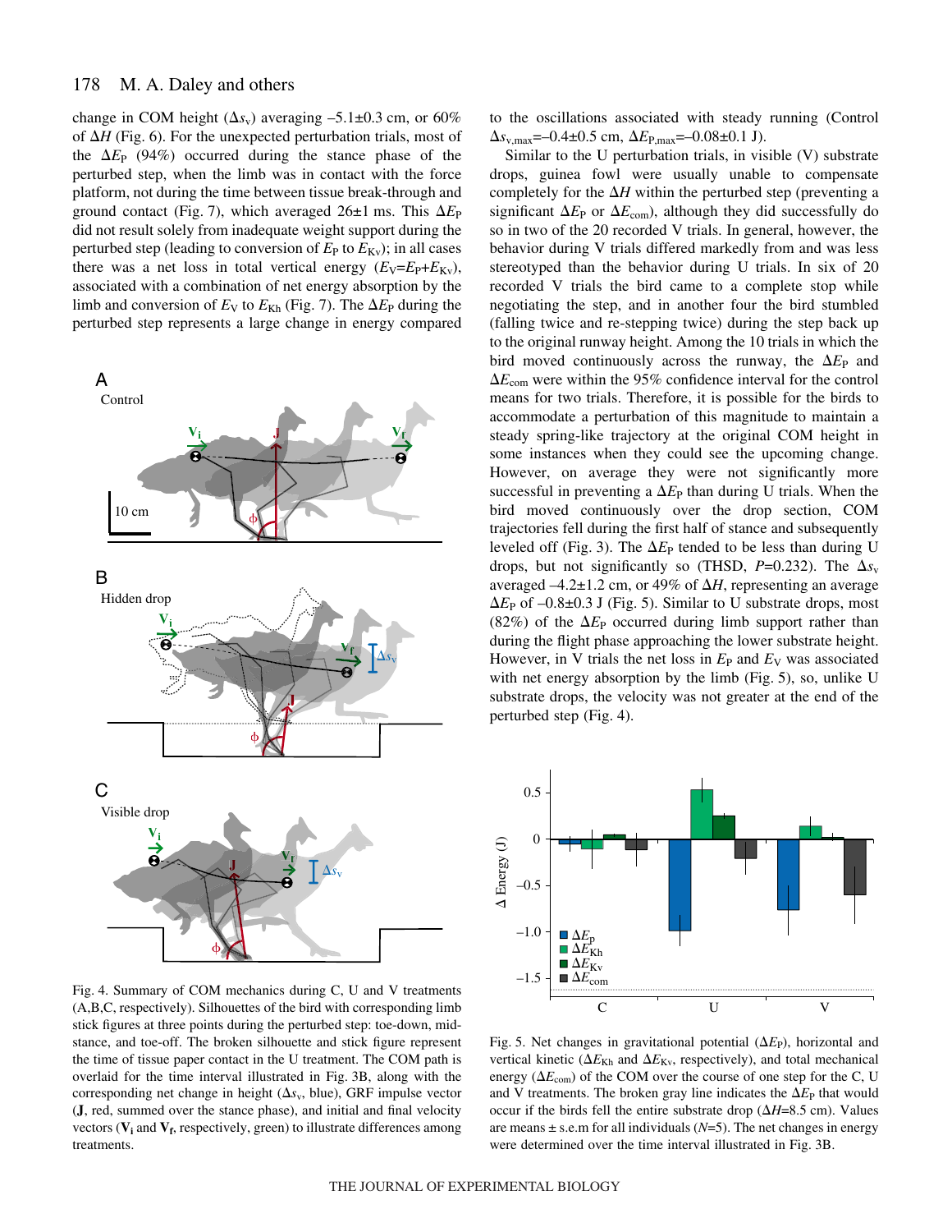change in COM height ($\Delta s_v$) averaging –5.1±0.3 cm, or 60% of $\Delta H$ (Fig. 6). For the unexpected perturbation trials, most of the $\Delta E_P$ (94%) occurred during the stance phase of the perturbed step, when the limb was in contact with the force platform, not during the time between tissue break-through and ground contact (Fig. 7), which averaged 26±1 ms. This $\Delta E_P$ did not result solely from inadequate weight support during the perturbed step (leading to conversion of $E_P$ to $E_{Kv}$); in all cases there was a net loss in total vertical energy ($E_V$=$E_P$+$E_{Kv}$), associated with a combination of net energy absorption by the limb and conversion of $E_V$ to $E_{Kh}$ (Fig. 7). The $\Delta E_P$ during the perturbed step represents a large change in energy compared to the oscillations associated with steady running (Control $\Delta s_{v,max}$=–0.4±0.5 cm, $\Delta E_{P,max}$=–0.08±0.1 J).

Similar to the U perturbation trials, in visible (V) substrate drops, guinea fowl were usually unable to compensate completely for the $\Delta H$ within the perturbed step (preventing a significant $\Delta E_P$ or $\Delta E_{com}$), although they did successfully do so in two of the 20 recorded V trials. In general, however, the behavior during V trials differed markedly from and was less stereotyped than the behavior during U trials. In six of 20 recorded V trials the bird came to a complete stop while negotiating the step, and in another four the bird stumbled (falling twice and re-stepping twice) during the step back up to the original runway height. Among the 10 trials in which the bird moved continuously across the runway, the $\Delta E_P$ and $\Delta E_{com}$ were within the 95% confidence interval for the control means for two trials. Therefore, it is possible for the birds to accommodate a perturbation of this magnitude to maintain a steady spring-like trajectory at the original COM height in some instances when they could see the upcoming change. However, on average they were not significantly more successful in preventing a $\Delta E_P$ than during U trials. When the bird moved continuously over the drop section, COM trajectories fell during the first half of stance and subsequently leveled off (Fig. 3). The $\Delta E_P$ tended to be less than during U drops, but not significantly so (THSD, $P$=0.232). The $\Delta s_v$ averaged –4.2±1.2 cm, or 49% of $\Delta H$, representing an average $\Delta E_P$ of –0.8±0.3 J (Fig. 5). Similar to U substrate drops, most (82%) of the $\Delta E_P$ occurred during limb support rather than during the flight phase approaching the lower substrate height. However, in V trials the net loss in $E_P$ and $E_V$ was associated with net energy absorption by the limb (Fig. 5), so, unlike U substrate drops, the velocity was not greater at the end of the perturbed step (Fig. 4).

Fig. 4. Summary of COM mechanics during C, U and V treatments (A,B,C, respectively). Silhouettes of the bird with corresponding limb stick figures at three points during the perturbed step: toe-down, mid-stance, and toe-off. The broken silhouette and stick figure represent the time of tissue paper contact in the U treatment. The COM path is overlaid for the time interval illustrated in Fig. 3B, along with the corresponding net change in height ($\Delta s_v$, blue), GRF impulse vector (**J**, red, summed over the stance phase), and initial and final velocity vectors ($\mathbf{V_i}$ and $\mathbf{V_f}$, respectively, green) to illustrate differences among treatments.

Fig. 5. Net changes in gravitational potential ($\Delta E_P$), horizontal and vertical kinetic ($\Delta E_{Kh}$ and $\Delta E_{Kv}$, respectively), and total mechanical energy ($\Delta E_{com}$) of the COM over the course of one step for the C, U and V treatments. The broken gray line indicates the $\Delta E_P$ that would occur if the birds fell the entire substrate drop ($\Delta H$=8.5 cm). Values are means ± s.e.m for all individuals ($N$=5). The net changes in energy were determined over the time interval illustrated in Fig. 3B.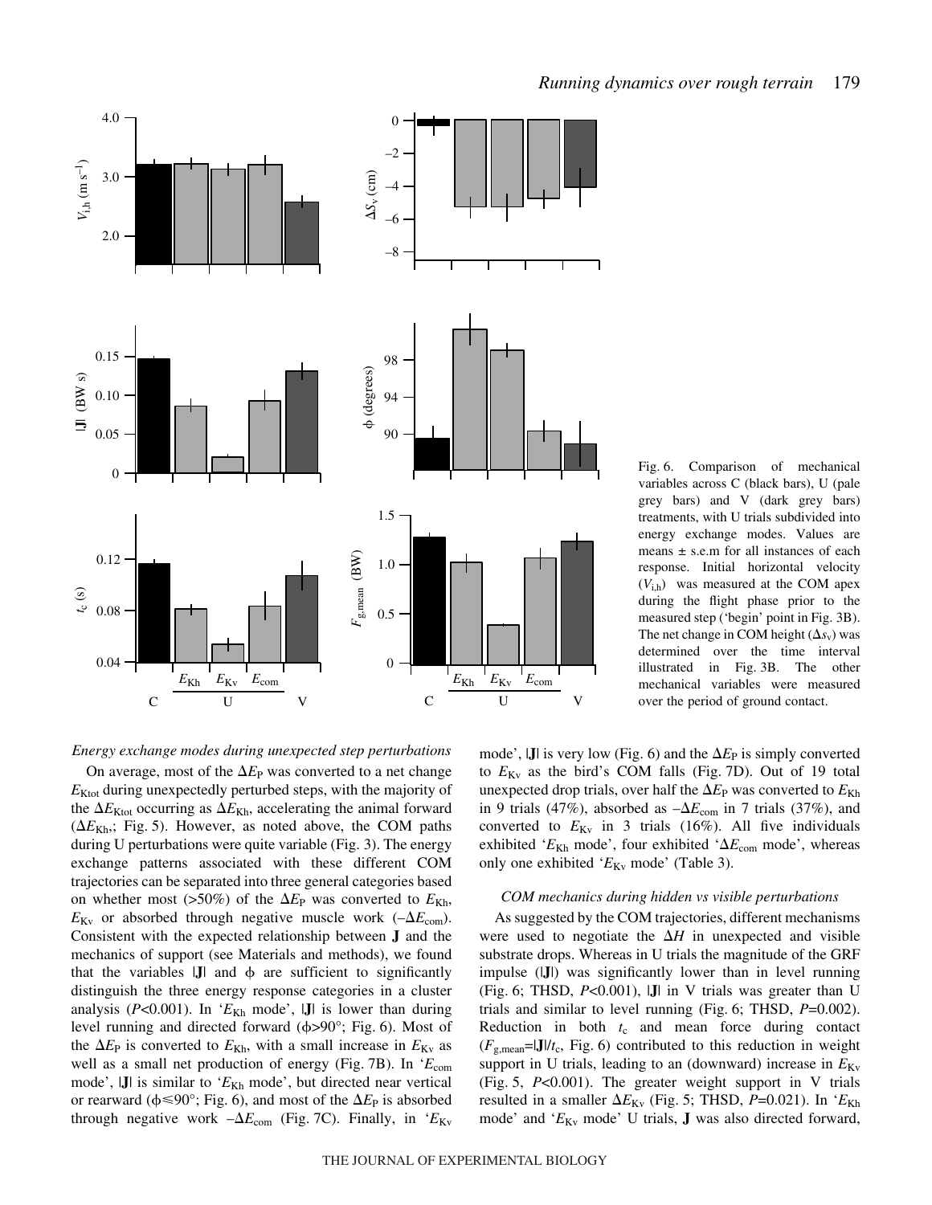Fig. 6. Comparison of mechanical variables across C (black bars), U (pale grey bars) and V (dark grey bars) treatments, with U trials subdivided into energy exchange modes. Values are means ± s.e.m for all instances of each response. Initial horizontal velocity ($V_{i,h}$) was measured at the COM apex during the flight phase prior to the measured step ('begin' point in Fig. 3B). The net change in COM height ($\Delta s_v$) was determined over the time interval illustrated in Fig. 3B. The other mechanical variables were measured over the period of ground contact.

*Energy exchange modes during unexpected step perturbations*

On average, most of the $\Delta E_P$ was converted to a net change $E_{Ktot}$ during unexpectedly perturbed steps, with the majority of the $\Delta E_{Ktot}$ occurring as $\Delta E_{Kh}$, accelerating the animal forward ($\Delta E_{Kh}$,; Fig. 5). However, as noted above, the COM paths during U perturbations were quite variable (Fig. 3). The energy exchange patterns associated with these different COM trajectories can be separated into three general categories based on whether most (>50%) of the $\Delta E_P$ was converted to $E_{Kh}$, $E_{Kv}$ or absorbed through negative muscle work ($-\Delta E_{com}$). Consistent with the expected relationship between **J** and the mechanics of support (see Materials and methods), we found that the variables |**J**| and $\phi$ are sufficient to significantly distinguish the three energy response categories in a cluster analysis ($P<0.001$). In '$E_{Kh}$ mode', |**J**| is lower than during level running and directed forward ($\phi>90°$; Fig. 6). Most of the $\Delta E_P$ is converted to $E_{Kh}$, with a small increase in $E_{Kv}$ as well as a small net production of energy (Fig. 7B). In '$E_{com}$ mode', |**J**| is similar to '$E_{Kh}$ mode', but directed near vertical or rearward ($\phi\leqslant 90°$; Fig. 6), and most of the $\Delta E_P$ is absorbed through negative work $-\Delta E_{com}$ (Fig. 7C). Finally, in '$E_{Kv}$ mode', |**J**| is very low (Fig. 6) and the $\Delta E_P$ is simply converted to $E_{Kv}$ as the bird's COM falls (Fig. 7D). Out of 19 total unexpected drop trials, over half the $\Delta E_P$ was converted to $E_{Kh}$ in 9 trials (47%), absorbed as $-\Delta E_{com}$ in 7 trials (37%), and converted to $E_{Kv}$ in 3 trials (16%). All five individuals exhibited '$E_{Kh}$ mode', four exhibited '$\Delta E_{com}$ mode', whereas only one exhibited '$E_{Kv}$ mode' (Table 3).

*COM mechanics during hidden vs visible perturbations*

As suggested by the COM trajectories, different mechanisms were used to negotiate the $\Delta H$ in unexpected and visible substrate drops. Whereas in U trials the magnitude of the GRF impulse (|**J**|) was significantly lower than in level running (Fig. 6; THSD, $P<0.001$), |**J**| in V trials was greater than U trials and similar to level running (Fig. 6; THSD, $P=0.002$). Reduction in both $t_c$ and mean force during contact ($F_{g,mean}$=|**J**|/$t_c$, Fig. 6) contributed to this reduction in weight support in U trials, leading to an (downward) increase in $E_{Kv}$ (Fig. 5, $P<0.001$). The greater weight support in V trials resulted in a smaller $\Delta E_{Kv}$ (Fig. 5; THSD, $P=0.021$). In '$E_{Kh}$ mode' and '$E_{Kv}$ mode' U trials, **J** was also directed forward,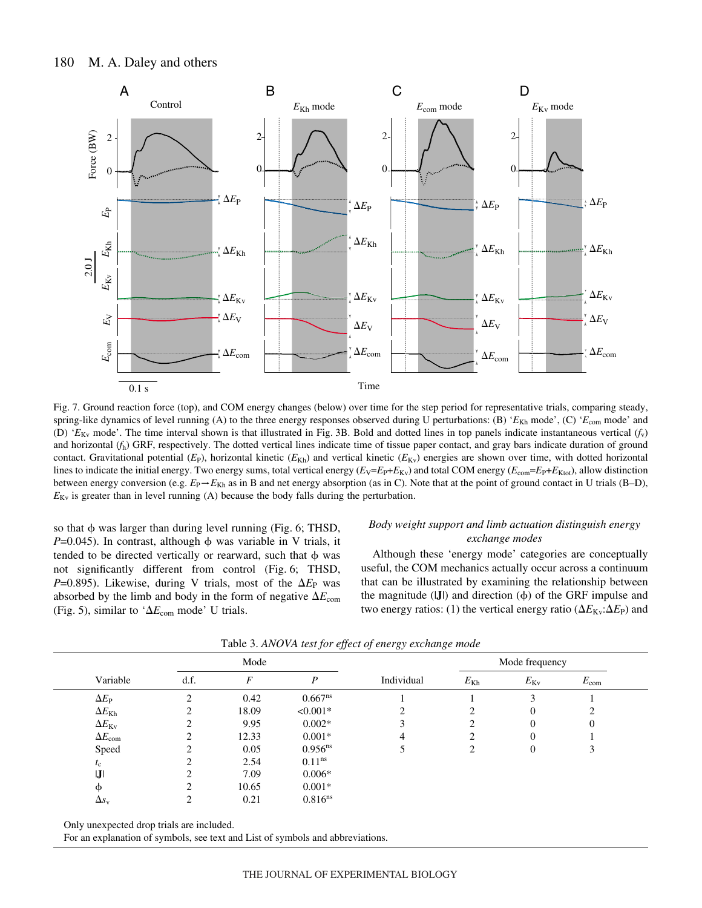Fig. 7. Ground reaction force (top), and COM energy changes (below) over time for the step period for representative trials, comparing steady, spring-like dynamics of level running (A) to the three energy responses observed during U perturbations: (B) '$E_{Kh}$ mode', (C) '$E_{com}$ mode' and (D) '$E_{Kv}$ mode'. The time interval shown is that illustrated in Fig. 3B. Bold and dotted lines in top panels indicate instantaneous vertical ($f_v$) and horizontal ($f_h$) GRF, respectively. The dotted vertical lines indicate time of tissue paper contact, and gray bars indicate duration of ground contact. Gravitational potential ($E_P$), horizontal kinetic ($E_{Kh}$) and vertical kinetic ($E_{Kv}$) energies are shown over time, with dotted horizontal lines to indicate the initial energy. Two energy sums, total vertical energy ($E_V$=$E_P$+$E_{Kv}$) and total COM energy ($E_{com}$=$E_P$+$E_{Ktot}$), allow distinction between energy conversion (e.g. $E_P \rightarrow E_{Kh}$ as in B and net energy absorption (as in C). Note that at the point of ground contact in U trials (B–D), $E_{Kv}$ is greater than in level running (A) because the body falls during the perturbation.

so that ϕ was larger than during level running (Fig. 6; THSD, $P$=0.045). In contrast, although ϕ was variable in V trials, it tended to be directed vertically or rearward, such that ϕ was not significantly different from control (Fig. 6; THSD, $P$=0.895). Likewise, during V trials, most of the $\Delta E_P$ was absorbed by the limb and body in the form of negative $\Delta E_{com}$ (Fig. 5), similar to '$\Delta E_{com}$ mode' U trials.

### *Body weight support and limb actuation distinguish energy exchange modes*

Although these 'energy mode' categories are conceptually useful, the COM mechanics actually occur across a continuum that can be illustrated by examining the relationship between the magnitude (|**J**|) and direction (ϕ) of the GRF impulse and two energy ratios: (1) the vertical energy ratio ($\Delta E_{Kv}$:$\Delta E_P$) and

Table 3. *ANOVA test for effect of energy exchange mode*

| Variable | Mode | | | Individual | Mode frequency | | |
|---|---|---|---|---|---|---|---|
| | d.f. | $F$ | $P$ | | $E_{Kh}$ | $E_{Kv}$ | $E_{com}$ |
| $\Delta E_P$ | 2 | 0.42 | 0.667[ns] | 1 | 1 | 3 | 1 |
| $\Delta E_{Kh}$ | 2 | 18.09 | <0.001* | 2 | 2 | 0 | 2 |
| $\Delta E_{Kv}$ | 2 | 9.95 | 0.002* | 3 | 2 | 0 | 0 |
| $\Delta E_{com}$ | 2 | 12.33 | 0.001* | 4 | 2 | 0 | 1 |
| Speed | 2 | 0.05 | 0.956[ns] | 5 | 2 | 0 | 3 |
| $t_c$ | 2 | 2.54 | 0.11[ns] | | | | |
| \|**J**\| | 2 | 7.09 | 0.006* | | | | |
| ϕ | 2 | 10.65 | 0.001* | | | | |
| $\Delta s_v$ | 2 | 0.21 | 0.816[ns] | | | | |

Only unexpected drop trials are included.
For an explanation of symbols, see text and List of symbols and abbreviations.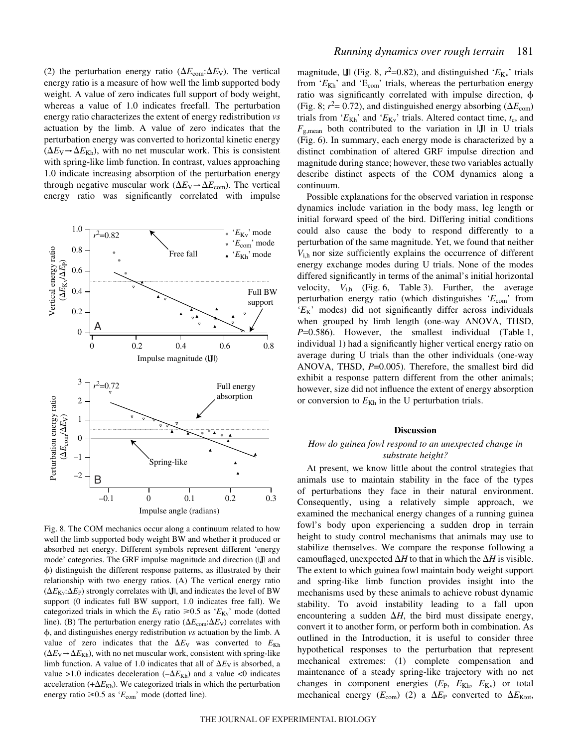(2) the perturbation energy ratio ($\Delta E_{com}$:$\Delta E_V$). The vertical energy ratio is a measure of how well the limb supported body weight. A value of zero indicates full support of body weight, whereas a value of 1.0 indicates freefall. The perturbation energy ratio characterizes the extent of energy redistribution *vs* actuation by the limb. A value of zero indicates that the perturbation energy was converted to horizontal kinetic energy ($\Delta E_V \rightarrow \Delta E_{Kh}$), with no net muscular work. This is consistent with spring-like limb function. In contrast, values approaching 1.0 indicate increasing absorption of the perturbation energy through negative muscular work ($\Delta E_V \rightarrow \Delta E_{com}$). The vertical energy ratio was significantly correlated with impulse magnitude, |**J**| (Fig. 8, $r^2$=0.82), and distinguished '$E_{Kv}$' trials from '$E_{Kh}$' and '$E_{com}$' trials, whereas the perturbation energy ratio was significantly correlated with impulse direction, ϕ (Fig. 8; $r^2$= 0.72), and distinguished energy absorbing ($\Delta E_{com}$) trials from '$E_{Kh}$' and '$E_{Kv}$' trials. Altered contact time, $t_c$, and $F_{g,mean}$ both contributed to the variation in |**J**| in U trials (Fig. 6). In summary, each energy mode is characterized by a distinct combination of altered GRF impulse direction and magnitude during stance; however, these two variables actually describe distinct aspects of the COM dynamics along a continuum.

Fig. 8. The COM mechanics occur along a continuum related to how well the limb supported body weight BW and whether it produced or absorbed net energy. Different symbols represent different 'energy mode' categories. The GRF impulse magnitude and direction (|**J**| and ϕ) distinguish the different response patterns, as illustrated by their relationship with two energy ratios. (A) The vertical energy ratio ($\Delta E_{Kv}$:$\Delta E_P$) strongly correlates with |**J**|, and indicates the level of BW support (0 indicates full BW support, 1.0 indicates free fall). We categorized trials in which the $E_V$ ratio ≥0.5 as '$E_{Kv}$' mode (dotted line). (B) The perturbation energy ratio ($\Delta E_{com}$:$\Delta E_V$) correlates with ϕ, and distinguishes energy redistribution *vs* actuation by the limb. A value of zero indicates that the $\Delta E_V$ was converted to $E_{Kh}$ ($\Delta E_V \rightarrow \Delta E_{Kh}$), with no net muscular work, consistent with spring-like limb function. A value of 1.0 indicates that all of $\Delta E_V$ is absorbed, a value >1.0 indicates deceleration ($-\Delta E_{Kh}$) and a value <0 indicates acceleration ($+\Delta E_{Kh}$). We categorized trials in which the perturbation energy ratio ≥0.5 as '$E_{com}$' mode (dotted line).

Possible explanations for the observed variation in response dynamics include variation in the body mass, leg length or initial forward speed of the bird. Differing initial conditions could also cause the body to respond differently to a perturbation of the same magnitude. Yet, we found that neither $V_{i,h}$ nor size sufficiently explains the occurrence of different energy exchange modes during U trials. None of the modes differed significantly in terms of the animal's initial horizontal velocity, $V_{i,h}$ (Fig. 6, Table 3). Further, the average perturbation energy ratio (which distinguishes '$E_{com}$' from '$E_K$' modes) did not significantly differ across individuals when grouped by limb length (one-way ANOVA, THSD, $P$=0.586). However, the smallest individual (Table 1, individual 1) had a significantly higher vertical energy ratio on average during U trials than the other individuals (one-way ANOVA, THSD, $P$=0.005). Therefore, the smallest bird did exhibit a response pattern different from the other animals; however, size did not influence the extent of energy absorption or conversion to $E_{Kh}$ in the U perturbation trials.

## Discussion

### *How do guinea fowl respond to an unexpected change in substrate height?*

At present, we know little about the control strategies that animals use to maintain stability in the face of the types of perturbations they face in their natural environment. Consequently, using a relatively simple approach, we examined the mechanical energy changes of a running guinea fowl's body upon experiencing a sudden drop in terrain height to study control mechanisms that animals may use to stabilize themselves. We compare the response following a camouflaged, unexpected $\Delta H$ to that in which the $\Delta H$ is visible. The extent to which guinea fowl maintain body weight support and spring-like limb function provides insight into the mechanisms used by these animals to achieve robust dynamic stability. To avoid instability leading to a fall upon encountering a sudden $\Delta H$, the bird must dissipate energy, convert it to another form, or perform both in combination. As outlined in the Introduction, it is useful to consider three hypothetical responses to the perturbation that represent mechanical extremes: (1) complete compensation and maintenance of a steady spring-like trajectory with no net changes in component energies ($E_P$, $E_{Kh}$, $E_{Kv}$) or total mechanical energy ($E_{com}$) (2) a $\Delta E_P$ converted to $\Delta E_{Ktot}$,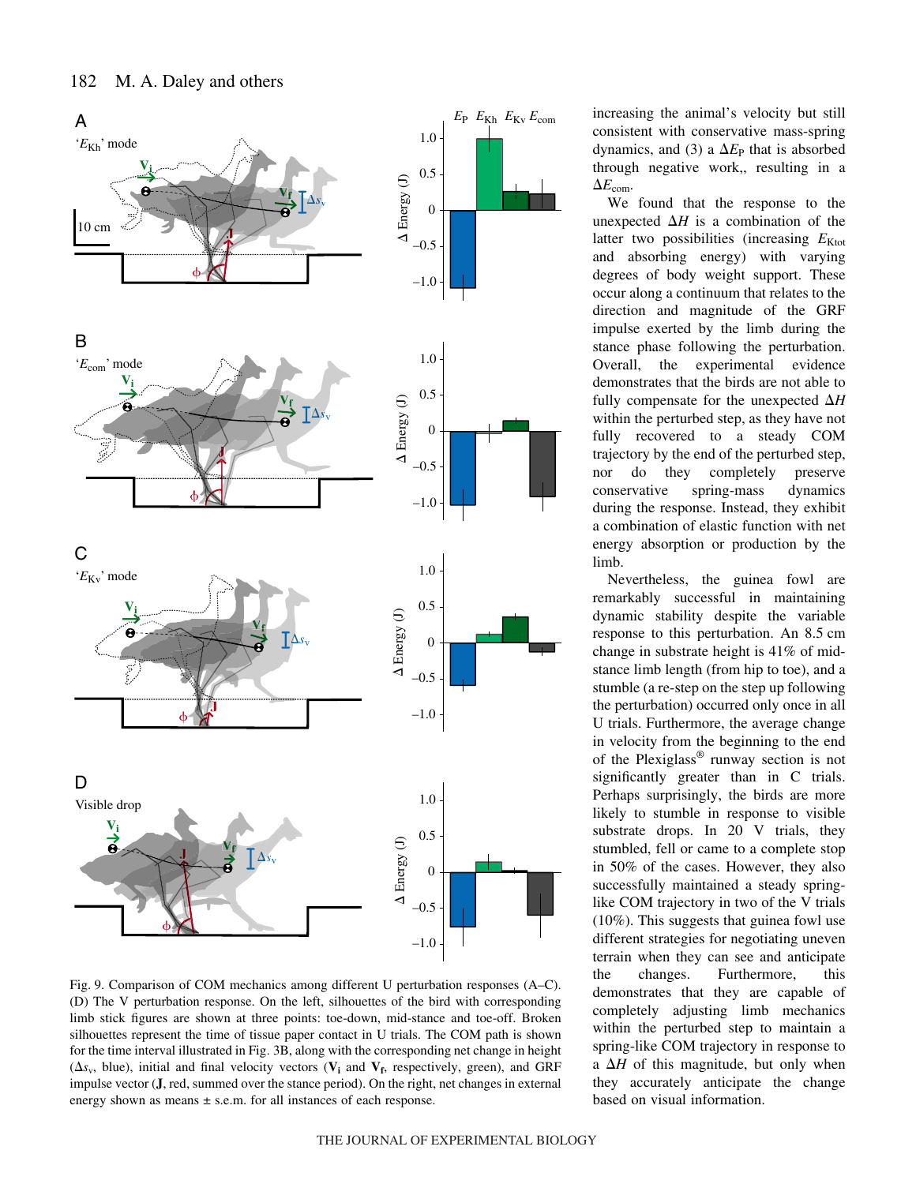increasing the animal's velocity but still consistent with conservative mass-spring dynamics, and (3) a $\Delta E_P$ that is absorbed through negative work,, resulting in a $\Delta E_{com}$.

We found that the response to the unexpected $\Delta H$ is a combination of the latter two possibilities (increasing $E_{Ktot}$ and absorbing energy) with varying degrees of body weight support. These occur along a continuum that relates to the direction and magnitude of the GRF impulse exerted by the limb during the stance phase following the perturbation. Overall, the experimental evidence demonstrates that the birds are not able to fully compensate for the unexpected $\Delta H$ within the perturbed step, as they have not fully recovered to a steady COM trajectory by the end of the perturbed step, nor do they completely preserve conservative spring-mass dynamics during the response. Instead, they exhibit a combination of elastic function with net energy absorption or production by the limb.

Nevertheless, the guinea fowl are remarkably successful in maintaining dynamic stability despite the variable response to this perturbation. An 8.5 cm change in substrate height is 41% of mid-stance limb length (from hip to toe), and a stumble (a re-step on the step up following the perturbation) occurred only once in all U trials. Furthermore, the average change in velocity from the beginning to the end of the Plexiglass® runway section is not significantly greater than in C trials. Perhaps surprisingly, the birds are more likely to stumble in response to visible substrate drops. In 20 V trials, they stumbled, fell or came to a complete stop in 50% of the cases. However, they also successfully maintained a steady spring-like COM trajectory in two of the V trials (10%). This suggests that guinea fowl use different strategies for negotiating uneven terrain when they can see and anticipate the changes. Furthermore, this demonstrates that they are capable of completely adjusting limb mechanics within the perturbed step to maintain a spring-like COM trajectory in response to a $\Delta H$ of this magnitude, but only when they accurately anticipate the change based on visual information.

Fig. 9. Comparison of COM mechanics among different U perturbation responses (A–C). (D) The V perturbation response. On the left, silhouettes of the bird with corresponding limb stick figures are shown at three points: toe-down, mid-stance and toe-off. Broken silhouettes represent the time of tissue paper contact in U trials. The COM path is shown for the time interval illustrated in Fig. 3B, along with the corresponding net change in height ($\Delta s_v$, blue), initial and final velocity vectors ($\mathbf{V_i}$ and $\mathbf{V_f}$, respectively, green), and GRF impulse vector ($\mathbf{J}$, red, summed over the stance period). On the right, net changes in external energy shown as means ± s.e.m. for all instances of each response.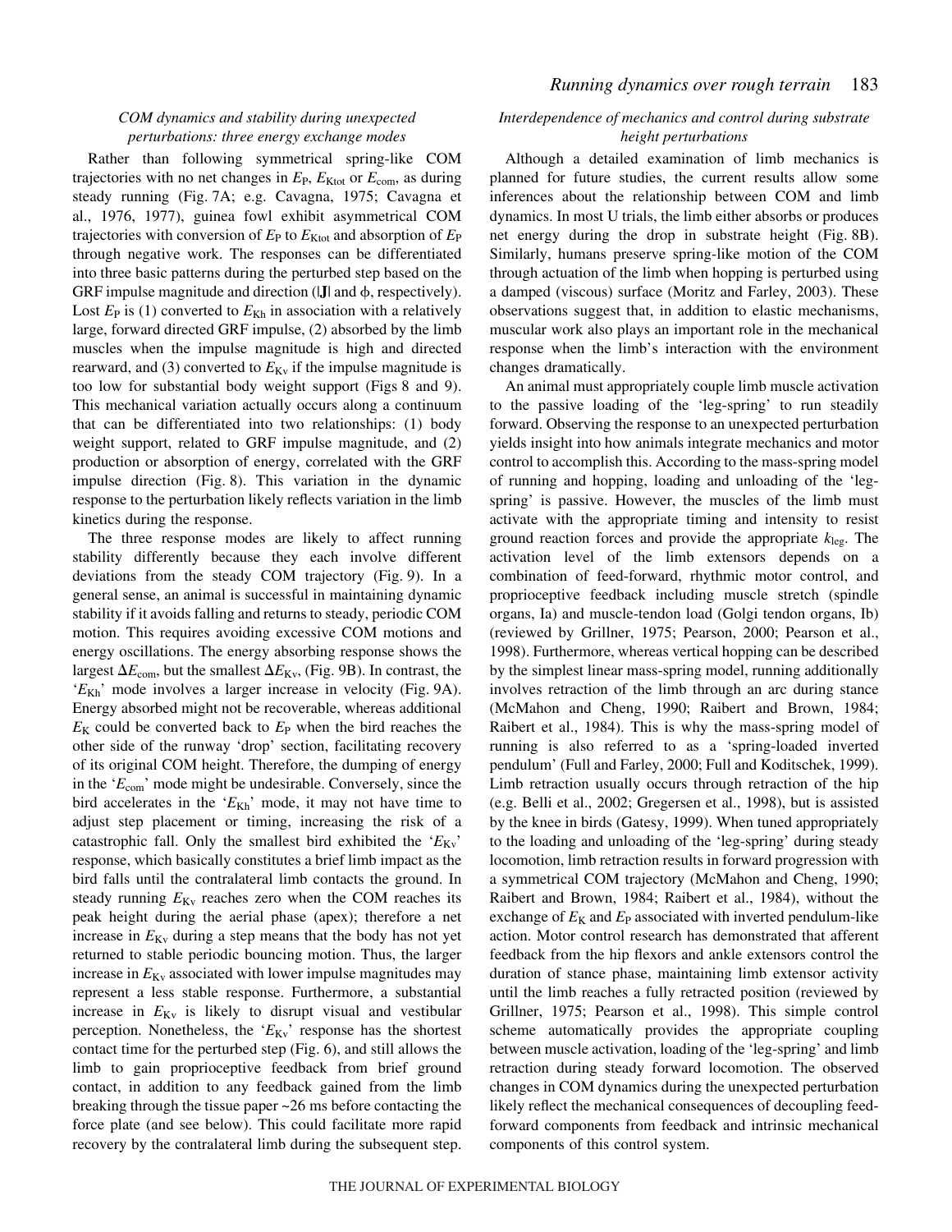### *COM dynamics and stability during unexpected perturbations: three energy exchange modes*

Rather than following symmetrical spring-like COM trajectories with no net changes in $E_P$, $E_{Ktot}$ or $E_{com}$, as during steady running (Fig. 7A; e.g. Cavagna, 1975; Cavagna et al., 1976, 1977), guinea fowl exhibit asymmetrical COM trajectories with conversion of $E_P$ to $E_{Ktot}$ and absorption of $E_P$ through negative work. The responses can be differentiated into three basic patterns during the perturbed step based on the GRF impulse magnitude and direction ($|\mathbf{J}|$ and $\phi$, respectively). Lost $E_P$ is (1) converted to $E_{Kh}$ in association with a relatively large, forward directed GRF impulse, (2) absorbed by the limb muscles when the impulse magnitude is high and directed rearward, and (3) converted to $E_{Kv}$ if the impulse magnitude is too low for substantial body weight support (Figs 8 and 9). This mechanical variation actually occurs along a continuum that can be differentiated into two relationships: (1) body weight support, related to GRF impulse magnitude, and (2) production or absorption of energy, correlated with the GRF impulse direction (Fig. 8). This variation in the dynamic response to the perturbation likely reflects variation in the limb kinetics during the response.

The three response modes are likely to affect running stability differently because they each involve different deviations from the steady COM trajectory (Fig. 9). In a general sense, an animal is successful in maintaining dynamic stability if it avoids falling and returns to steady, periodic COM motion. This requires avoiding excessive COM motions and energy oscillations. The energy absorbing response shows the largest $\Delta E_{com}$, but the smallest $\Delta E_{Kv}$, (Fig. 9B). In contrast, the '$E_{Kh}$' mode involves a larger increase in velocity (Fig. 9A). Energy absorbed might not be recoverable, whereas additional $E_K$ could be converted back to $E_P$ when the bird reaches the other side of the runway 'drop' section, facilitating recovery of its original COM height. Therefore, the dumping of energy in the '$E_{com}$' mode might be undesirable. Conversely, since the bird accelerates in the '$E_{Kh}$' mode, it may not have time to adjust step placement or timing, increasing the risk of a catastrophic fall. Only the smallest bird exhibited the '$E_{Kv}$' response, which basically constitutes a brief limb impact as the bird falls until the contralateral limb contacts the ground. In steady running $E_{Kv}$ reaches zero when the COM reaches its peak height during the aerial phase (apex); therefore a net increase in $E_{Kv}$ during a step means that the body has not yet returned to stable periodic bouncing motion. Thus, the larger increase in $E_{Kv}$ associated with lower impulse magnitudes may represent a less stable response. Furthermore, a substantial increase in $E_{Kv}$ is likely to disrupt visual and vestibular perception. Nonetheless, the '$E_{Kv}$' response has the shortest contact time for the perturbed step (Fig. 6), and still allows the limb to gain proprioceptive feedback from brief ground contact, in addition to any feedback gained from the limb breaking through the tissue paper ~26 ms before contacting the force plate (and see below). This could facilitate more rapid recovery by the contralateral limb during the subsequent step.

### *Interdependence of mechanics and control during substrate height perturbations*

Although a detailed examination of limb mechanics is planned for future studies, the current results allow some inferences about the relationship between COM and limb dynamics. In most U trials, the limb either absorbs or produces net energy during the drop in substrate height (Fig. 8B). Similarly, humans preserve spring-like motion of the COM through actuation of the limb when hopping is perturbed using a damped (viscous) surface (Moritz and Farley, 2003). These observations suggest that, in addition to elastic mechanisms, muscular work also plays an important role in the mechanical response when the limb's interaction with the environment changes dramatically.

An animal must appropriately couple limb muscle activation to the passive loading of the 'leg-spring' to run steadily forward. Observing the response to an unexpected perturbation yields insight into how animals integrate mechanics and motor control to accomplish this. According to the mass-spring model of running and hopping, loading and unloading of the 'leg-spring' is passive. However, the muscles of the limb must activate with the appropriate timing and intensity to resist ground reaction forces and provide the appropriate $k_{leg}$. The activation level of the limb extensors depends on a combination of feed-forward, rhythmic motor control, and proprioceptive feedback including muscle stretch (spindle organs, Ia) and muscle-tendon load (Golgi tendon organs, Ib) (reviewed by Grillner, 1975; Pearson, 2000; Pearson et al., 1998). Furthermore, whereas vertical hopping can be described by the simplest linear mass-spring model, running additionally involves retraction of the limb through an arc during stance (McMahon and Cheng, 1990; Raibert and Brown, 1984; Raibert et al., 1984). This is why the mass-spring model of running is also referred to as a 'spring-loaded inverted pendulum' (Full and Farley, 2000; Full and Koditschek, 1999). Limb retraction usually occurs through retraction of the hip (e.g. Belli et al., 2002; Gregersen et al., 1998), but is assisted by the knee in birds (Gatesy, 1999). When tuned appropriately to the loading and unloading of the 'leg-spring' during steady locomotion, limb retraction results in forward progression with a symmetrical COM trajectory (McMahon and Cheng, 1990; Raibert and Brown, 1984; Raibert et al., 1984), without the exchange of $E_K$ and $E_P$ associated with inverted pendulum-like action. Motor control research has demonstrated that afferent feedback from the hip flexors and ankle extensors control the duration of stance phase, maintaining limb extensor activity until the limb reaches a fully retracted position (reviewed by Grillner, 1975; Pearson et al., 1998). This simple control scheme automatically provides the appropriate coupling between muscle activation, loading of the 'leg-spring' and limb retraction during steady forward locomotion. The observed changes in COM dynamics during the unexpected perturbation likely reflect the mechanical consequences of decoupling feed-forward components from feedback and intrinsic mechanical components of this control system.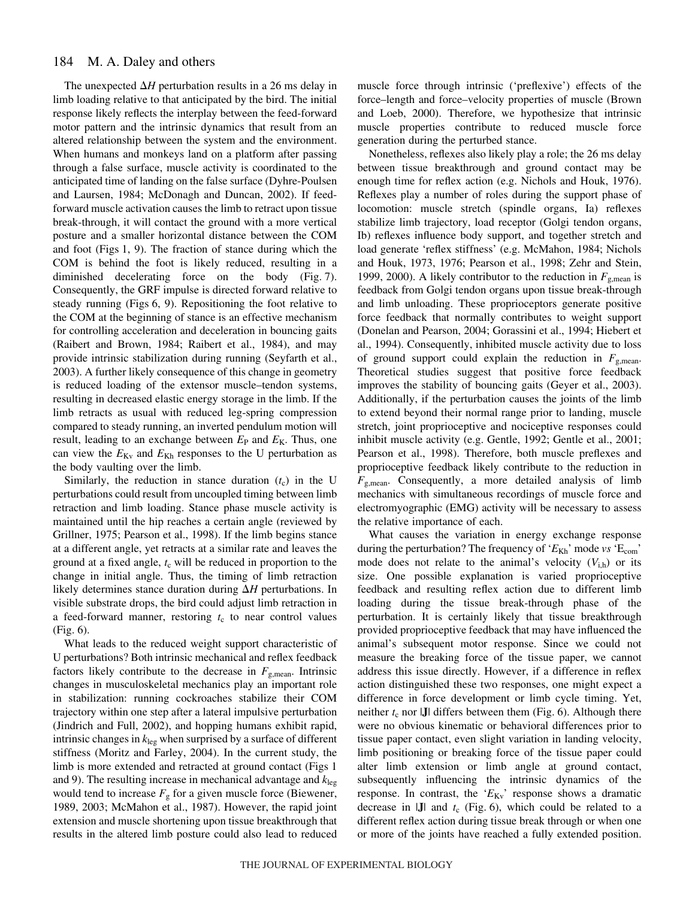The unexpected $\Delta H$ perturbation results in a 26 ms delay in limb loading relative to that anticipated by the bird. The initial response likely reflects the interplay between the feed-forward motor pattern and the intrinsic dynamics that result from an altered relationship between the system and the environment. When humans and monkeys land on a platform after passing through a false surface, muscle activity is coordinated to the anticipated time of landing on the false surface (Dyhre-Poulsen and Laursen, 1984; McDonagh and Duncan, 2002). If feed-forward muscle activation causes the limb to retract upon tissue break-through, it will contact the ground with a more vertical posture and a smaller horizontal distance between the COM and foot (Figs 1, 9). The fraction of stance during which the COM is behind the foot is likely reduced, resulting in a diminished decelerating force on the body (Fig. 7). Consequently, the GRF impulse is directed forward relative to steady running (Figs 6, 9). Repositioning the foot relative to the COM at the beginning of stance is an effective mechanism for controlling acceleration and deceleration in bouncing gaits (Raibert and Brown, 1984; Raibert et al., 1984), and may provide intrinsic stabilization during running (Seyfarth et al., 2003). A further likely consequence of this change in geometry is reduced loading of the extensor muscle–tendon systems, resulting in decreased elastic energy storage in the limb. If the limb retracts as usual with reduced leg-spring compression compared to steady running, an inverted pendulum motion will result, leading to an exchange between $E_P$ and $E_K$. Thus, one can view the $E_{Kv}$ and $E_{Kh}$ responses to the U perturbation as the body vaulting over the limb.

Similarly, the reduction in stance duration ($t_c$) in the U perturbations could result from uncoupled timing between limb retraction and limb loading. Stance phase muscle activity is maintained until the hip reaches a certain angle (reviewed by Grillner, 1975; Pearson et al., 1998). If the limb begins stance at a different angle, yet retracts at a similar rate and leaves the ground at a fixed angle, $t_c$ will be reduced in proportion to the change in initial angle. Thus, the timing of limb retraction likely determines stance duration during $\Delta H$ perturbations. In visible substrate drops, the bird could adjust limb retraction in a feed-forward manner, restoring $t_c$ to near control values (Fig. 6).

What leads to the reduced weight support characteristic of U perturbations? Both intrinsic mechanical and reflex feedback factors likely contribute to the decrease in $F_{g,mean}$. Intrinsic changes in musculoskeletal mechanics play an important role in stabilization: running cockroaches stabilize their COM trajectory within one step after a lateral impulsive perturbation (Jindrich and Full, 2002), and hopping humans exhibit rapid, intrinsic changes in $k_{leg}$ when surprised by a surface of different stiffness (Moritz and Farley, 2004). In the current study, the limb is more extended and retracted at ground contact (Figs 1 and 9). The resulting increase in mechanical advantage and $k_{leg}$ would tend to increase $F_g$ for a given muscle force (Biewener, 1989, 2003; McMahon et al., 1987). However, the rapid joint extension and muscle shortening upon tissue breakthrough that results in the altered limb posture could also lead to reduced muscle force through intrinsic ('preflexive') effects of the force–length and force–velocity properties of muscle (Brown and Loeb, 2000). Therefore, we hypothesize that intrinsic muscle properties contribute to reduced muscle force generation during the perturbed stance.

Nonetheless, reflexes also likely play a role; the 26 ms delay between tissue breakthrough and ground contact may be enough time for reflex action (e.g. Nichols and Houk, 1976). Reflexes play a number of roles during the support phase of locomotion: muscle stretch (spindle organs, Ia) reflexes stabilize limb trajectory, load receptor (Golgi tendon organs, Ib) reflexes influence body support, and together stretch and load generate 'reflex stiffness' (e.g. McMahon, 1984; Nichols and Houk, 1973, 1976; Pearson et al., 1998; Zehr and Stein, 1999, 2000). A likely contributor to the reduction in $F_{g,mean}$ is feedback from Golgi tendon organs upon tissue break-through and limb unloading. These proprioceptors generate positive force feedback that normally contributes to weight support (Donelan and Pearson, 2004; Gorassini et al., 1994; Hiebert et al., 1994). Consequently, inhibited muscle activity due to loss of ground support could explain the reduction in $F_{g,mean}$. Theoretical studies suggest that positive force feedback improves the stability of bouncing gaits (Geyer et al., 2003). Additionally, if the perturbation causes the joints of the limb to extend beyond their normal range prior to landing, muscle stretch, joint proprioceptive and nociceptive responses could inhibit muscle activity (e.g. Gentle, 1992; Gentle et al., 2001; Pearson et al., 1998). Therefore, both muscle preflexes and proprioceptive feedback likely contribute to the reduction in $F_{g,mean}$. Consequently, a more detailed analysis of limb mechanics with simultaneous recordings of muscle force and electromyographic (EMG) activity will be necessary to assess the relative importance of each.

What causes the variation in energy exchange response during the perturbation? The frequency of '$E_{Kh}$' mode *vs* '$E_{com}$' mode does not relate to the animal's velocity ($V_{i,h}$) or its size. One possible explanation is varied proprioceptive feedback and resulting reflex action due to different limb loading during the tissue break-through phase of the perturbation. It is certainly likely that tissue breakthrough provided proprioceptive feedback that may have influenced the animal's subsequent motor response. Since we could not measure the breaking force of the tissue paper, we cannot address this issue directly. However, if a difference in reflex action distinguished these two responses, one might expect a difference in force development or limb cycle timing. Yet, neither $t_c$ nor $|\mathbf{J}|$ differs between them (Fig. 6). Although there were no obvious kinematic or behavioral differences prior to tissue paper contact, even slight variation in landing velocity, limb positioning or breaking force of the tissue paper could alter limb extension or limb angle at ground contact, subsequently influencing the intrinsic dynamics of the response. In contrast, the '$E_{Kv}$' response shows a dramatic decrease in $|\mathbf{J}|$ and $t_c$ (Fig. 6), which could be related to a different reflex action during tissue break through or when one or more of the joints have reached a fully extended position.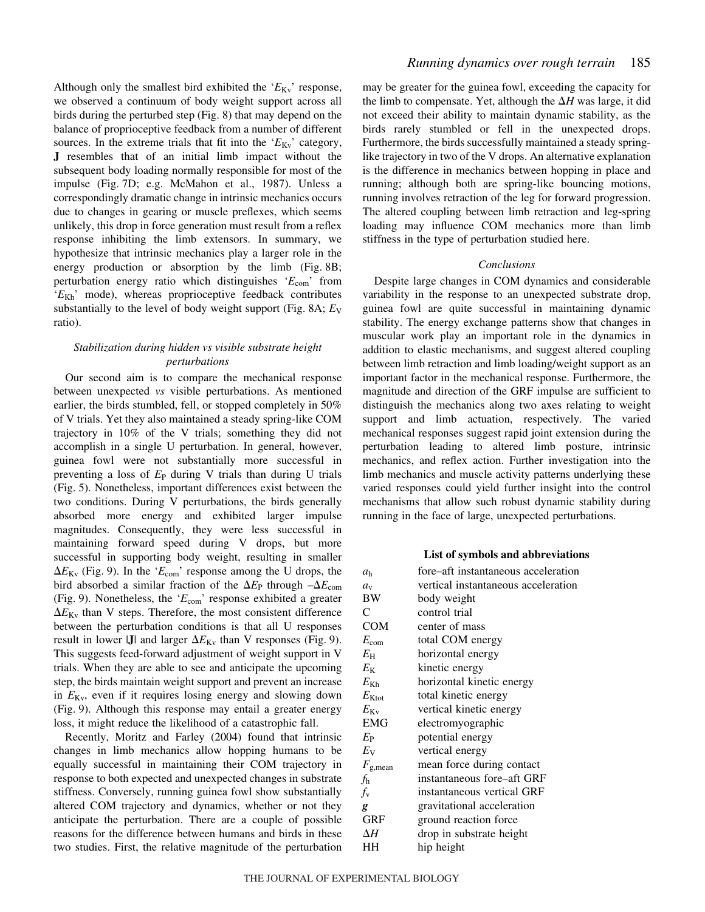Although only the smallest bird exhibited the '$E_{Kv}$' response, we observed a continuum of body weight support across all birds during the perturbed step (Fig. 8) that may depend on the balance of proprioceptive feedback from a number of different sources. In the extreme trials that fit into the '$E_{Kv}$' category, **J** resembles that of an initial limb impact without the subsequent body loading normally responsible for most of the impulse (Fig. 7D; e.g. McMahon et al., 1987). Unless a correspondingly dramatic change in intrinsic mechanics occurs due to changes in gearing or muscle preflexes, which seems unlikely, this drop in force generation must result from a reflex response inhibiting the limb extensors. In summary, we hypothesize that intrinsic mechanics play a larger role in the energy production or absorption by the limb (Fig. 8B; perturbation energy ratio which distinguishes '$E_{com}$' from '$E_{Kh}$' mode), whereas proprioceptive feedback contributes substantially to the level of body weight support (Fig. 8A; $E_V$ ratio).

### *Stabilization during hidden vs visible substrate height perturbations*

Our second aim is to compare the mechanical response between unexpected *vs* visible perturbations. As mentioned earlier, the birds stumbled, fell, or stopped completely in 50% of V trials. Yet they also maintained a steady spring-like COM trajectory in 10% of the V trials; something they did not accomplish in a single U perturbation. In general, however, guinea fowl were not substantially more successful in preventing a loss of $E_P$ during V trials than during U trials (Fig. 5). Nonetheless, important differences exist between the two conditions. During V perturbations, the birds generally absorbed more energy and exhibited larger impulse magnitudes. Consequently, they were less successful in maintaining forward speed during V drops, but more successful in supporting body weight, resulting in smaller $\Delta E_{Kv}$ (Fig. 9). In the '$E_{com}$' response among the U drops, the bird absorbed a similar fraction of the $\Delta E_P$ through $-\Delta E_{com}$ (Fig. 9). Nonetheless, the '$E_{com}$' response exhibited a greater $\Delta E_{Kv}$ than V steps. Therefore, the most consistent difference between the perturbation conditions is that all U responses result in lower $|\mathbf{J}|$ and larger $\Delta E_{Kv}$ than V responses (Fig. 9). This suggests feed-forward adjustment of weight support in V trials. When they are able to see and anticipate the upcoming step, the birds maintain weight support and prevent an increase in $E_{Kv}$, even if it requires losing energy and slowing down (Fig. 9). Although this response may entail a greater energy loss, it might reduce the likelihood of a catastrophic fall.

Recently, Moritz and Farley (2004) found that intrinsic changes in limb mechanics allow hopping humans to be equally successful in maintaining their COM trajectory in response to both expected and unexpected changes in substrate stiffness. Conversely, running guinea fowl show substantially altered COM trajectory and dynamics, whether or not they anticipate the perturbation. There are a couple of possible reasons for the difference between humans and birds in these two studies. First, the relative magnitude of the perturbation may be greater for the guinea fowl, exceeding the capacity for the limb to compensate. Yet, although the $\Delta H$ was large, it did not exceed their ability to maintain dynamic stability, as the birds rarely stumbled or fell in the unexpected drops. Furthermore, the birds successfully maintained a steady spring-like trajectory in two of the V drops. An alternative explanation is the difference in mechanics between hopping in place and running; although both are spring-like bouncing motions, running involves retraction of the leg for forward progression. The altered coupling between limb retraction and leg-spring loading may influence COM mechanics more than limb stiffness in the type of perturbation studied here.

### *Conclusions*

Despite large changes in COM dynamics and considerable variability in the response to an unexpected substrate drop, guinea fowl are quite successful in maintaining dynamic stability. The energy exchange patterns show that changes in muscular work play an important role in the dynamics in addition to elastic mechanisms, and suggest altered coupling between limb retraction and limb loading/weight support as an important factor in the mechanical response. Furthermore, the magnitude and direction of the GRF impulse are sufficient to distinguish the mechanics along two axes relating to weight support and limb actuation, respectively. The varied mechanical responses suggest rapid joint extension during the perturbation leading to altered limb posture, intrinsic mechanics, and reflex action. Further investigation into the limb mechanics and muscle activity patterns underlying these varied responses could yield further insight into the control mechanisms that allow such robust dynamic stability during running in the face of large, unexpected perturbations.

### List of symbols and abbreviations

| | |
|---|---|
| $a_h$ | fore–aft instantaneous acceleration |
| $a_v$ | vertical instantaneous acceleration |
| BW | body weight |
| C | control trial |
| COM | center of mass |
| $E_{com}$ | total COM energy |
| $E_H$ | horizontal energy |
| $E_K$ | kinetic energy |
| $E_{Kh}$ | horizontal kinetic energy |
| $E_{Ktot}$ | total kinetic energy |
| $E_{Kv}$ | vertical kinetic energy |
| EMG | electromyographic |
| $E_P$ | potential energy |
| $E_V$ | vertical energy |
| $F_{g,mean}$ | mean force during contact |
| $f_h$ | instantaneous fore–aft GRF |
| $f_v$ | instantaneous vertical GRF |
| $\boldsymbol{g}$ | gravitational acceleration |
| GRF | ground reaction force |
| $\Delta H$ | drop in substrate height |
| HH | hip height |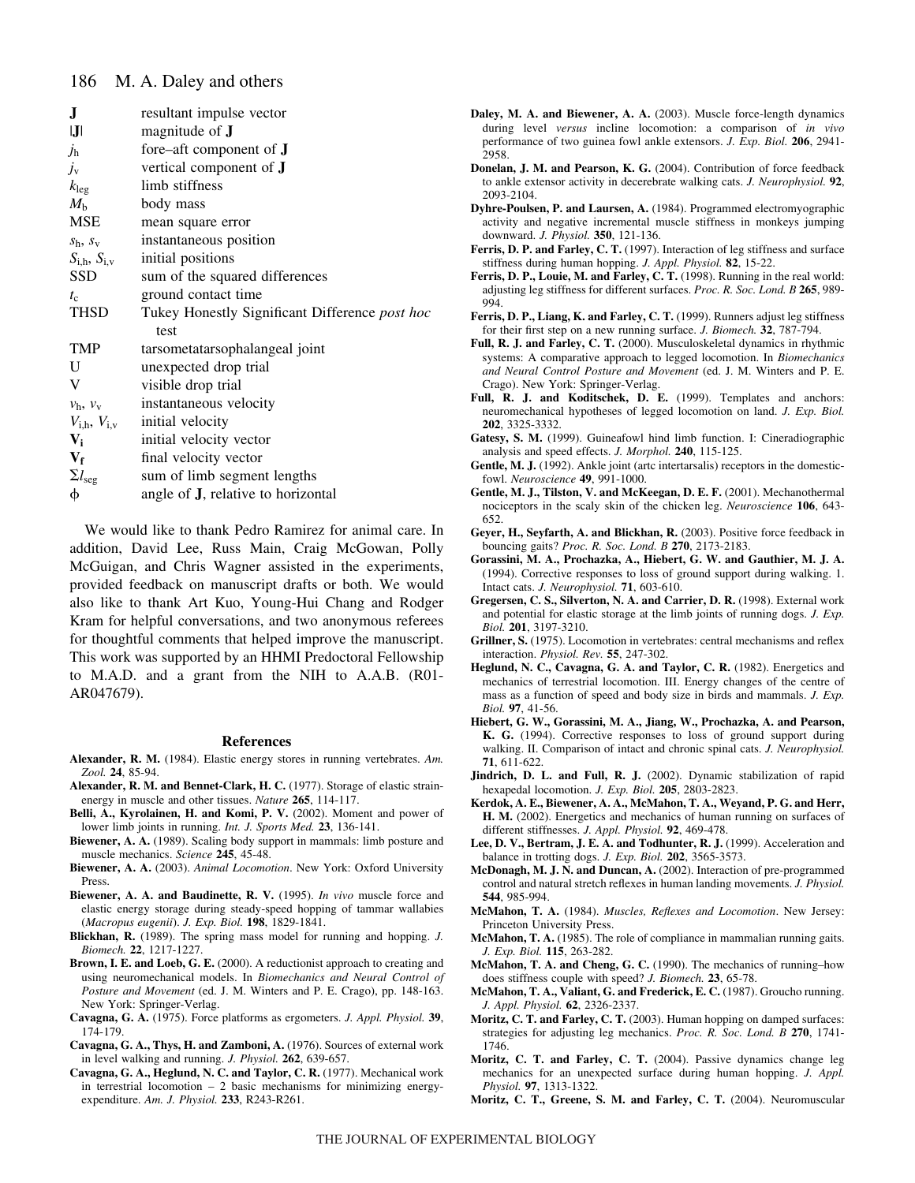| | |
|---|---|
| $\mathbf{J}$ | resultant impulse vector |
| $\lvert\mathbf{J}\rvert$ | magnitude of $\mathbf{J}$ |
| $j_h$ | fore–aft component of $\mathbf{J}$ |
| $j_v$ | vertical component of $\mathbf{J}$ |
| $k_{leg}$ | limb stiffness |
| $M_b$ | body mass |
| MSE | mean square error |
| $s_h$, $s_v$ | instantaneous position |
| $S_{i,h}$, $S_{i,v}$ | initial positions |
| SSD | sum of the squared differences |
| $t_c$ | ground contact time |
| THSD | Tukey Honestly Significant Difference *post hoc* test |
| TMP | tarsometatarsophalangeal joint |
| U | unexpected drop trial |
| V | visible drop trial |
| $v_h$, $v_v$ | instantaneous velocity |
| $V_{i,h}$, $V_{i,v}$ | initial velocity |
| $\mathbf{V_i}$ | initial velocity vector |
| $\mathbf{V_f}$ | final velocity vector |
| $\Sigma l_{seg}$ | sum of limb segment lengths |
| $\phi$ | angle of $\mathbf{J}$, relative to horizontal |

We would like to thank Pedro Ramirez for animal care. In addition, David Lee, Russ Main, Craig McGowan, Polly McGuigan, and Chris Wagner assisted in the experiments, provided feedback on manuscript drafts or both. We would also like to thank Art Kuo, Young-Hui Chang and Rodger Kram for helpful conversations, and two anonymous referees for thoughtful comments that helped improve the manuscript. This work was supported by an HHMI Predoctoral Fellowship to M.A.D. and a grant from the NIH to A.A.B. (R01-AR047679).

## References

**Alexander, R. M.** (1984). Elastic energy stores in running vertebrates. *Am. Zool.* **24**, 85-94.

**Alexander, R. M. and Bennet-Clark, H. C.** (1977). Storage of elastic strain-energy in muscle and other tissues. *Nature* **265**, 114-117.

**Belli, A., Kyrolainen, H. and Komi, P. V.** (2002). Moment and power of lower limb joints in running. *Int. J. Sports Med.* **23**, 136-141.

**Biewener, A. A.** (1989). Scaling body support in mammals: limb posture and muscle mechanics. *Science* **245**, 45-48.

**Biewener, A. A.** (2003). *Animal Locomotion*. New York: Oxford University Press.

**Biewener, A. A. and Baudinette, R. V.** (1995). *In vivo* muscle force and elastic energy storage during steady-speed hopping of tammar wallabies (*Macropus eugenii*). *J. Exp. Biol.* **198**, 1829-1841.

**Blickhan, R.** (1989). The spring mass model for running and hopping. *J. Biomech.* **22**, 1217-1227.

**Brown, I. E. and Loeb, G. E.** (2000). A reductionist approach to creating and using neuromechanical models. In *Biomechanics and Neural Control of Posture and Movement* (ed. J. M. Winters and P. E. Crago), pp. 148-163. New York: Springer-Verlag.

**Cavagna, G. A.** (1975). Force platforms as ergometers. *J. Appl. Physiol.* **39**, 174-179.

**Cavagna, G. A., Thys, H. and Zamboni, A.** (1976). Sources of external work in level walking and running. *J. Physiol.* **262**, 639-657.

**Cavagna, G. A., Heglund, N. C. and Taylor, C. R.** (1977). Mechanical work in terrestrial locomotion – 2 basic mechanisms for minimizing energy-expenditure. *Am. J. Physiol.* **233**, R243-R261.

**Daley, M. A. and Biewener, A. A.** (2003). Muscle force-length dynamics during level *versus* incline locomotion: a comparison of *in vivo* performance of two guinea fowl ankle extensors. *J. Exp. Biol.* **206**, 2941-2958.

**Donelan, J. M. and Pearson, K. G.** (2004). Contribution of force feedback to ankle extensor activity in decerebrate walking cats. *J. Neurophysiol.* **92**, 2093-2104.

**Dyhre-Poulsen, P. and Laursen, A.** (1984). Programmed electromyographic activity and negative incremental muscle stiffness in monkeys jumping downward. *J. Physiol.* **350**, 121-136.

**Ferris, D. P. and Farley, C. T.** (1997). Interaction of leg stiffness and surface stiffness during human hopping. *J. Appl. Physiol.* **82**, 15-22.

**Ferris, D. P., Louie, M. and Farley, C. T.** (1998). Running in the real world: adjusting leg stiffness for different surfaces. *Proc. R. Soc. Lond. B* **265**, 989-994.

**Ferris, D. P., Liang, K. and Farley, C. T.** (1999). Runners adjust leg stiffness for their first step on a new running surface. *J. Biomech.* **32**, 787-794.

**Full, R. J. and Farley, C. T.** (2000). Musculoskeletal dynamics in rhythmic systems: A comparative approach to legged locomotion. In *Biomechanics and Neural Control Posture and Movement* (ed. J. M. Winters and P. E. Crago). New York: Springer-Verlag.

**Full, R. J. and Koditschek, D. E.** (1999). Templates and anchors: neuromechanical hypotheses of legged locomotion on land. *J. Exp. Biol.* **202**, 3325-3332.

**Gatesy, S. M.** (1999). Guineafowl hind limb function. I: Cineradiographic analysis and speed effects. *J. Morphol.* **240**, 115-125.

**Gentle, M. J.** (1992). Ankle joint (artc intertarsalis) receptors in the domestic-fowl. *Neuroscience* **49**, 991-1000.

**Gentle, M. J., Tilston, V. and McKeegan, D. E. F.** (2001). Mechanothermal nociceptors in the scaly skin of the chicken leg. *Neuroscience* **106**, 643-652.

**Geyer, H., Seyfarth, A. and Blickhan, R.** (2003). Positive force feedback in bouncing gaits? *Proc. R. Soc. Lond. B* **270**, 2173-2183.

**Gorassini, M. A., Prochazka, A., Hiebert, G. W. and Gauthier, M. J. A.** (1994). Corrective responses to loss of ground support during walking. 1. Intact cats. *J. Neurophysiol.* **71**, 603-610.

**Gregersen, C. S., Silverton, N. A. and Carrier, D. R.** (1998). External work and potential for elastic storage at the limb joints of running dogs. *J. Exp. Biol.* **201**, 3197-3210.

**Grillner, S.** (1975). Locomotion in vertebrates: central mechanisms and reflex interaction. *Physiol. Rev.* **55**, 247-302.

**Heglund, N. C., Cavagna, G. A. and Taylor, C. R.** (1982). Energetics and mechanics of terrestrial locomotion. III. Energy changes of the centre of mass as a function of speed and body size in birds and mammals. *J. Exp. Biol.* **97**, 41-56.

**Hiebert, G. W., Gorassini, M. A., Jiang, W., Prochazka, A. and Pearson, K. G.** (1994). Corrective responses to loss of ground support during walking. II. Comparison of intact and chronic spinal cats. *J. Neurophysiol.* **71**, 611-622.

**Jindrich, D. L. and Full, R. J.** (2002). Dynamic stabilization of rapid hexapedal locomotion. *J. Exp. Biol.* **205**, 2803-2823.

**Kerdok, A. E., Biewener, A. A., McMahon, T. A., Weyand, P. G. and Herr, H. M.** (2002). Energetics and mechanics of human running on surfaces of different stiffnesses. *J. Appl. Physiol.* **92**, 469-478.

**Lee, D. V., Bertram, J. E. A. and Todhunter, R. J.** (1999). Acceleration and balance in trotting dogs. *J. Exp. Biol.* **202**, 3565-3573.

**McDonagh, M. J. N. and Duncan, A.** (2002). Interaction of pre-programmed control and natural stretch reflexes in human landing movements. *J. Physiol.* **544**, 985-994.

**McMahon, T. A.** (1984). *Muscles, Reflexes and Locomotion*. New Jersey: Princeton University Press.

**McMahon, T. A.** (1985). The role of compliance in mammalian running gaits. *J. Exp. Biol.* **115**, 263-282.

**McMahon, T. A. and Cheng, G. C.** (1990). The mechanics of running–how does stiffness couple with speed? *J. Biomech.* **23**, 65-78.

**McMahon, T. A., Valiant, G. and Frederick, E. C.** (1987). Groucho running. *J. Appl. Physiol.* **62**, 2326-2337.

**Moritz, C. T. and Farley, C. T.** (2003). Human hopping on damped surfaces: strategies for adjusting leg mechanics. *Proc. R. Soc. Lond. B* **270**, 1741-1746.

**Moritz, C. T. and Farley, C. T.** (2004). Passive dynamics change leg mechanics for an unexpected surface during human hopping. *J. Appl. Physiol.* **97**, 1313-1322.

**Moritz, C. T., Greene, S. M. and Farley, C. T.** (2004). Neuromuscular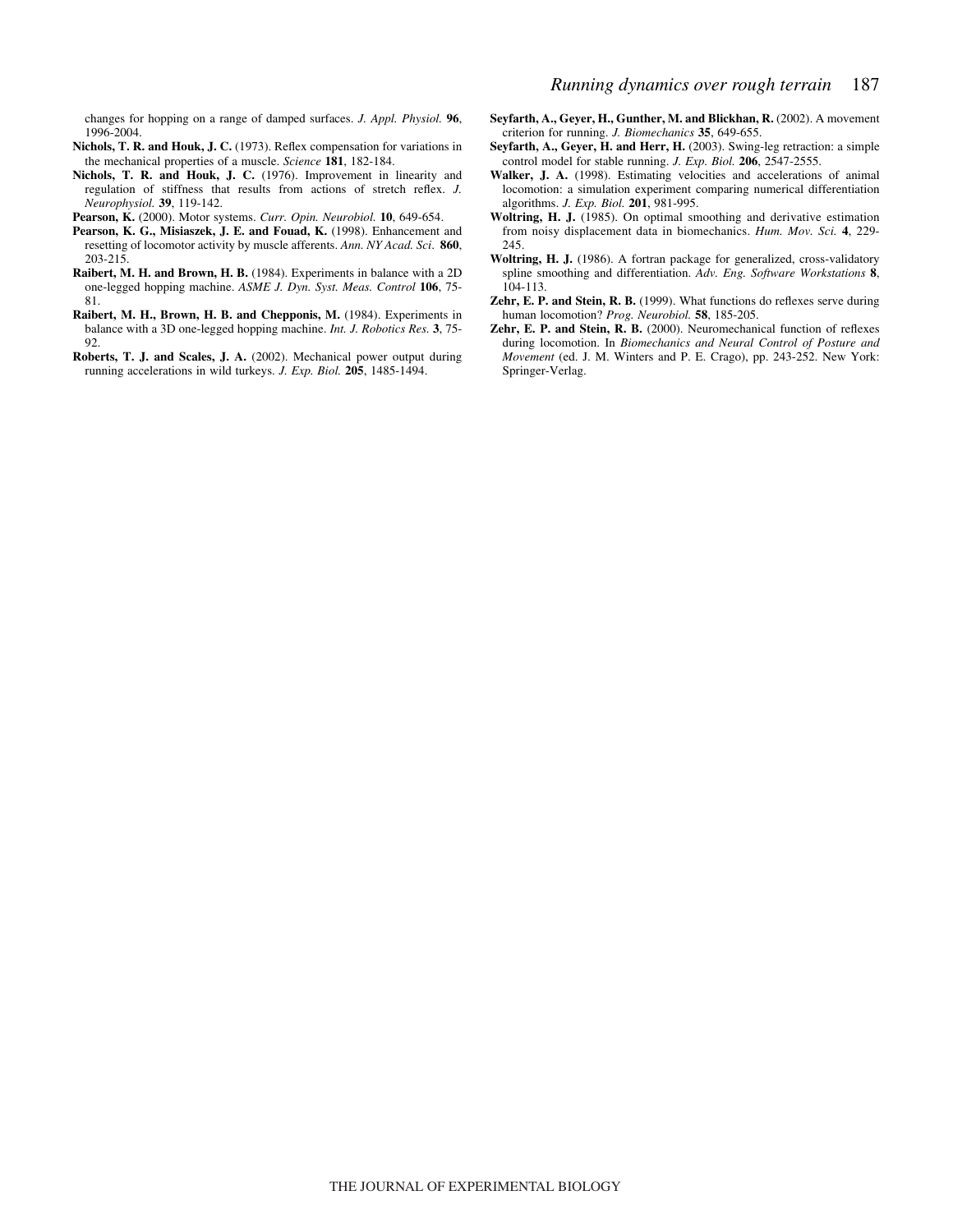changes for hopping on a range of damped surfaces. *J. Appl. Physiol.* **96**, 1996-2004.

**Nichols, T. R. and Houk, J. C.** (1973). Reflex compensation for variations in the mechanical properties of a muscle. *Science* **181**, 182-184.

**Nichols, T. R. and Houk, J. C.** (1976). Improvement in linearity and regulation of stiffness that results from actions of stretch reflex. *J. Neurophysiol.* **39**, 119-142.

**Pearson, K.** (2000). Motor systems. *Curr. Opin. Neurobiol.* **10**, 649-654.

**Pearson, K. G., Misiaszek, J. E. and Fouad, K.** (1998). Enhancement and resetting of locomotor activity by muscle afferents. *Ann. NY Acad. Sci.* **860**, 203-215.

**Raibert, M. H. and Brown, H. B.** (1984). Experiments in balance with a 2D one-legged hopping machine. *ASME J. Dyn. Syst. Meas. Control* **106**, 75-81.

**Raibert, M. H., Brown, H. B. and Chepponis, M.** (1984). Experiments in balance with a 3D one-legged hopping machine. *Int. J. Robotics Res.* **3**, 75-92.

**Roberts, T. J. and Scales, J. A.** (2002). Mechanical power output during running accelerations in wild turkeys. *J. Exp. Biol.* **205**, 1485-1494.

**Seyfarth, A., Geyer, H., Gunther, M. and Blickhan, R.** (2002). A movement criterion for running. *J. Biomechanics* **35**, 649-655.

**Seyfarth, A., Geyer, H. and Herr, H.** (2003). Swing-leg retraction: a simple control model for stable running. *J. Exp. Biol.* **206**, 2547-2555.

**Walker, J. A.** (1998). Estimating velocities and accelerations of animal locomotion: a simulation experiment comparing numerical differentiation algorithms. *J. Exp. Biol.* **201**, 981-995.

**Woltring, H. J.** (1985). On optimal smoothing and derivative estimation from noisy displacement data in biomechanics. *Hum. Mov. Sci.* **4**, 229-245.

**Woltring, H. J.** (1986). A fortran package for generalized, cross-validatory spline smoothing and differentiation. *Adv. Eng. Software Workstations* **8**, 104-113.

**Zehr, E. P. and Stein, R. B.** (1999). What functions do reflexes serve during human locomotion? *Prog. Neurobiol.* **58**, 185-205.

**Zehr, E. P. and Stein, R. B.** (2000). Neuromechanical function of reflexes during locomotion. In *Biomechanics and Neural Control of Posture and Movement* (ed. J. M. Winters and P. E. Crago), pp. 243-252. New York: Springer-Verlag.